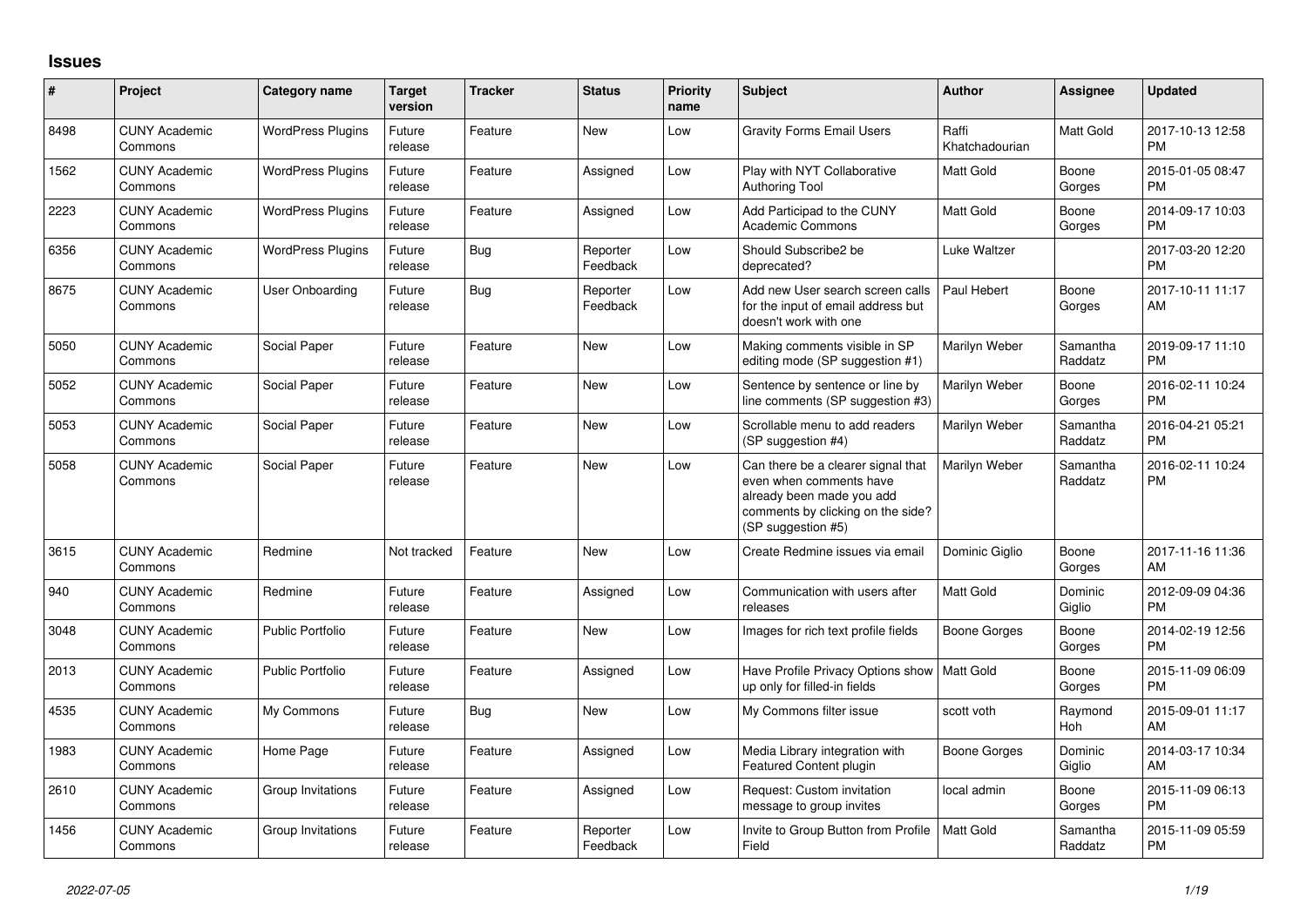## Issues

| # | Project | Category name | Target version | Tracker | Status | Priority name | Subject | Author | Assignee | Updated |
|---|---|---|---|---|---|---|---|---|---|---|
| 8498 | CUNY Academic Commons | WordPress Plugins | Future release | Feature | New | Low | Gravity Forms Email Users | Raffi Khatchadourian | Matt Gold | 2017-10-13 12:58 PM |
| 1562 | CUNY Academic Commons | WordPress Plugins | Future release | Feature | Assigned | Low | Play with NYT Collaborative Authoring Tool | Matt Gold | Boone Gorges | 2015-01-05 08:47 PM |
| 2223 | CUNY Academic Commons | WordPress Plugins | Future release | Feature | Assigned | Low | Add Participad to the CUNY Academic Commons | Matt Gold | Boone Gorges | 2014-09-17 10:03 PM |
| 6356 | CUNY Academic Commons | WordPress Plugins | Future release | Bug | Reporter Feedback | Low | Should Subscribe2 be deprecated? | Luke Waltzer | | 2017-03-20 12:20 PM |
| 8675 | CUNY Academic Commons | User Onboarding | Future release | Bug | Reporter Feedback | Low | Add new User search screen calls for the input of email address but doesn't work with one | Paul Hebert | Boone Gorges | 2017-10-11 11:17 AM |
| 5050 | CUNY Academic Commons | Social Paper | Future release | Feature | New | Low | Making comments visible in SP editing mode (SP suggestion #1) | Marilyn Weber | Samantha Raddatz | 2019-09-17 11:10 PM |
| 5052 | CUNY Academic Commons | Social Paper | Future release | Feature | New | Low | Sentence by sentence or line by line comments (SP suggestion #3) | Marilyn Weber | Boone Gorges | 2016-02-11 10:24 PM |
| 5053 | CUNY Academic Commons | Social Paper | Future release | Feature | New | Low | Scrollable menu to add readers (SP suggestion #4) | Marilyn Weber | Samantha Raddatz | 2016-04-21 05:21 PM |
| 5058 | CUNY Academic Commons | Social Paper | Future release | Feature | New | Low | Can there be a clearer signal that even when comments have already been made you add comments by clicking on the side? (SP suggestion #5) | Marilyn Weber | Samantha Raddatz | 2016-02-11 10:24 PM |
| 3615 | CUNY Academic Commons | Redmine | Not tracked | Feature | New | Low | Create Redmine issues via email | Dominic Giglio | Boone Gorges | 2017-11-16 11:36 AM |
| 940 | CUNY Academic Commons | Redmine | Future release | Feature | Assigned | Low | Communication with users after releases | Matt Gold | Dominic Giglio | 2012-09-09 04:36 PM |
| 3048 | CUNY Academic Commons | Public Portfolio | Future release | Feature | New | Low | Images for rich text profile fields | Boone Gorges | Boone Gorges | 2014-02-19 12:56 PM |
| 2013 | CUNY Academic Commons | Public Portfolio | Future release | Feature | Assigned | Low | Have Profile Privacy Options show up only for filled-in fields | Matt Gold | Boone Gorges | 2015-11-09 06:09 PM |
| 4535 | CUNY Academic Commons | My Commons | Future release | Bug | New | Low | My Commons filter issue | scott voth | Raymond Hoh | 2015-09-01 11:17 AM |
| 1983 | CUNY Academic Commons | Home Page | Future release | Feature | Assigned | Low | Media Library integration with Featured Content plugin | Boone Gorges | Dominic Giglio | 2014-03-17 10:34 AM |
| 2610 | CUNY Academic Commons | Group Invitations | Future release | Feature | Assigned | Low | Request: Custom invitation message to group invites | local admin | Boone Gorges | 2015-11-09 06:13 PM |
| 1456 | CUNY Academic Commons | Group Invitations | Future release | Feature | Reporter Feedback | Low | Invite to Group Button from Profile Field | Matt Gold | Samantha Raddatz | 2015-11-09 05:59 PM |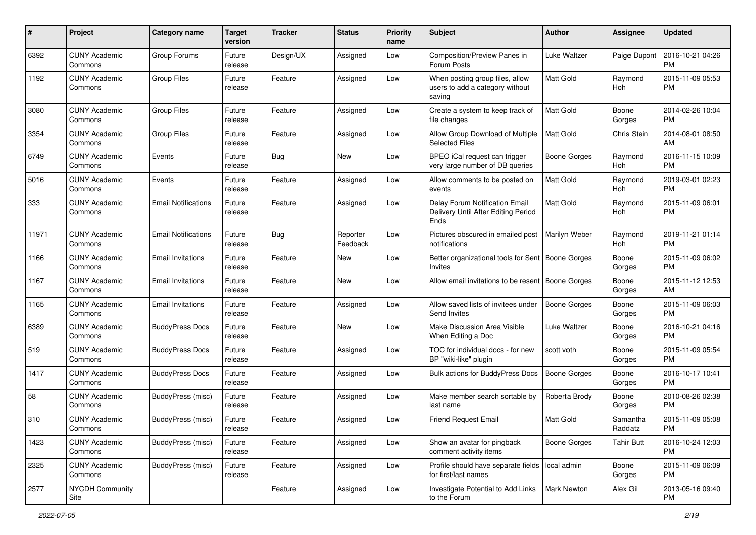| # | Project | Category name | Target version | Tracker | Status | Priority name | Subject | Author | Assignee | Updated |
|---|---|---|---|---|---|---|---|---|---|---|
| 6392 | CUNY Academic Commons | Group Forums | Future release | Design/UX | Assigned | Low | Composition/Preview Panes in Forum Posts | Luke Waltzer | Paige Dupont | 2016-10-21 04:26 PM |
| 1192 | CUNY Academic Commons | Group Files | Future release | Feature | Assigned | Low | When posting group files, allow users to add a category without saving | Matt Gold | Raymond Hoh | 2015-11-09 05:53 PM |
| 3080 | CUNY Academic Commons | Group Files | Future release | Feature | Assigned | Low | Create a system to keep track of file changes | Matt Gold | Boone Gorges | 2014-02-26 10:04 PM |
| 3354 | CUNY Academic Commons | Group Files | Future release | Feature | Assigned | Low | Allow Group Download of Multiple Selected Files | Matt Gold | Chris Stein | 2014-08-01 08:50 AM |
| 6749 | CUNY Academic Commons | Events | Future release | Bug | New | Low | BPEO iCal request can trigger very large number of DB queries | Boone Gorges | Raymond Hoh | 2016-11-15 10:09 PM |
| 5016 | CUNY Academic Commons | Events | Future release | Feature | Assigned | Low | Allow comments to be posted on events | Matt Gold | Raymond Hoh | 2019-03-01 02:23 PM |
| 333 | CUNY Academic Commons | Email Notifications | Future release | Feature | Assigned | Low | Delay Forum Notification Email Delivery Until After Editing Period Ends | Matt Gold | Raymond Hoh | 2015-11-09 06:01 PM |
| 11971 | CUNY Academic Commons | Email Notifications | Future release | Bug | Reporter Feedback | Low | Pictures obscured in emailed post notifications | Marilyn Weber | Raymond Hoh | 2019-11-21 01:14 PM |
| 1166 | CUNY Academic Commons | Email Invitations | Future release | Feature | New | Low | Better organizational tools for Sent Invites | Boone Gorges | Boone Gorges | 2015-11-09 06:02 PM |
| 1167 | CUNY Academic Commons | Email Invitations | Future release | Feature | New | Low | Allow email invitations to be resent | Boone Gorges | Boone Gorges | 2015-11-12 12:53 AM |
| 1165 | CUNY Academic Commons | Email Invitations | Future release | Feature | Assigned | Low | Allow saved lists of invitees under Send Invites | Boone Gorges | Boone Gorges | 2015-11-09 06:03 PM |
| 6389 | CUNY Academic Commons | BuddyPress Docs | Future release | Feature | New | Low | Make Discussion Area Visible When Editing a Doc | Luke Waltzer | Boone Gorges | 2016-10-21 04:16 PM |
| 519 | CUNY Academic Commons | BuddyPress Docs | Future release | Feature | Assigned | Low | TOC for individual docs - for new BP "wiki-like" plugin | scott voth | Boone Gorges | 2015-11-09 05:54 PM |
| 1417 | CUNY Academic Commons | BuddyPress Docs | Future release | Feature | Assigned | Low | Bulk actions for BuddyPress Docs | Boone Gorges | Boone Gorges | 2016-10-17 10:41 PM |
| 58 | CUNY Academic Commons | BuddyPress (misc) | Future release | Feature | Assigned | Low | Make member search sortable by last name | Roberta Brody | Boone Gorges | 2010-08-26 02:38 PM |
| 310 | CUNY Academic Commons | BuddyPress (misc) | Future release | Feature | Assigned | Low | Friend Request Email | Matt Gold | Samantha Raddatz | 2015-11-09 05:08 PM |
| 1423 | CUNY Academic Commons | BuddyPress (misc) | Future release | Feature | Assigned | Low | Show an avatar for pingback comment activity items | Boone Gorges | Tahir Butt | 2016-10-24 12:03 PM |
| 2325 | CUNY Academic Commons | BuddyPress (misc) | Future release | Feature | Assigned | Low | Profile should have separate fields for first/last names | local admin | Boone Gorges | 2015-11-09 06:09 PM |
| 2577 | NYCDH Community Site | | | Feature | Assigned | Low | Investigate Potential to Add Links to the Forum | Mark Newton | Alex Gil | 2013-05-16 09:40 PM |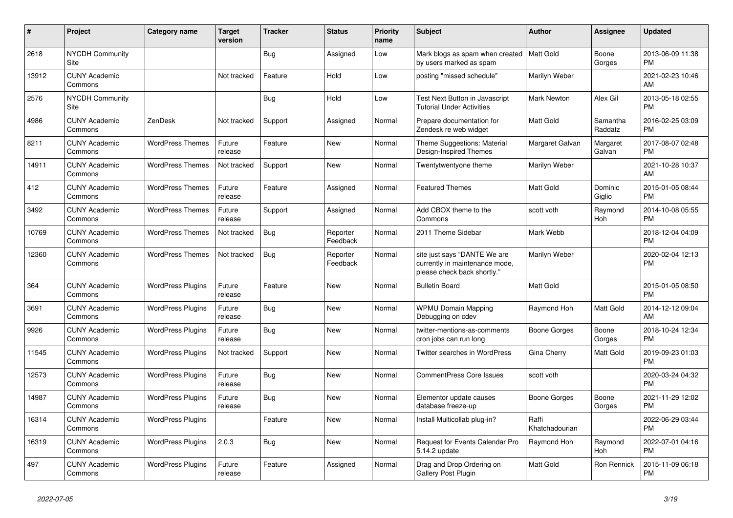| # | Project | Category name | Target version | Tracker | Status | Priority name | Subject | Author | Assignee | Updated |
|---|---|---|---|---|---|---|---|---|---|---|
| 2618 | NYCDH Community Site | | | Bug | Assigned | Low | Mark blogs as spam when created by users marked as spam | Matt Gold | Boone Gorges | 2013-06-09 11:38 PM |
| 13912 | CUNY Academic Commons | | Not tracked | Feature | Hold | Low | posting "missed schedule" | Marilyn Weber | | 2021-02-23 10:46 AM |
| 2576 | NYCDH Community Site | | | Bug | Hold | Low | Test Next Button in Javascript Tutorial Under Activities | Mark Newton | Alex Gil | 2013-05-18 02:55 PM |
| 4986 | CUNY Academic Commons | ZenDesk | Not tracked | Support | Assigned | Normal | Prepare documentation for Zendesk re web widget | Matt Gold | Samantha Raddatz | 2016-02-25 03:09 PM |
| 8211 | CUNY Academic Commons | WordPress Themes | Future release | Feature | New | Normal | Theme Suggestions: Material Design-Inspired Themes | Margaret Galvan | Margaret Galvan | 2017-08-07 02:48 PM |
| 14911 | CUNY Academic Commons | WordPress Themes | Not tracked | Support | New | Normal | Twentytwentyone theme | Marilyn Weber | | 2021-10-28 10:37 AM |
| 412 | CUNY Academic Commons | WordPress Themes | Future release | Feature | Assigned | Normal | Featured Themes | Matt Gold | Dominic Giglio | 2015-01-05 08:44 PM |
| 3492 | CUNY Academic Commons | WordPress Themes | Future release | Support | Assigned | Normal | Add CBOX theme to the Commons | scott voth | Raymond Hoh | 2014-10-08 05:55 PM |
| 10769 | CUNY Academic Commons | WordPress Themes | Not tracked | Bug | Reporter Feedback | Normal | 2011 Theme Sidebar | Mark Webb | | 2018-12-04 04:09 PM |
| 12360 | CUNY Academic Commons | WordPress Themes | Not tracked | Bug | Reporter Feedback | Normal | site just says "DANTE We are currently in maintenance mode, please check back shortly." | Marilyn Weber | | 2020-02-04 12:13 PM |
| 364 | CUNY Academic Commons | WordPress Plugins | Future release | Feature | New | Normal | Bulletin Board | Matt Gold | | 2015-01-05 08:50 PM |
| 3691 | CUNY Academic Commons | WordPress Plugins | Future release | Bug | New | Normal | WPMU Domain Mapping Debugging on cdev | Raymond Hoh | Matt Gold | 2014-12-12 09:04 AM |
| 9926 | CUNY Academic Commons | WordPress Plugins | Future release | Bug | New | Normal | twitter-mentions-as-comments cron jobs can run long | Boone Gorges | Boone Gorges | 2018-10-24 12:34 PM |
| 11545 | CUNY Academic Commons | WordPress Plugins | Not tracked | Support | New | Normal | Twitter searches in WordPress | Gina Cherry | Matt Gold | 2019-09-23 01:03 PM |
| 12573 | CUNY Academic Commons | WordPress Plugins | Future release | Bug | New | Normal | CommentPress Core Issues | scott voth | | 2020-03-24 04:32 PM |
| 14987 | CUNY Academic Commons | WordPress Plugins | Future release | Bug | New | Normal | Elementor update causes database freeze-up | Boone Gorges | Boone Gorges | 2021-11-29 12:02 PM |
| 16314 | CUNY Academic Commons | WordPress Plugins | | Feature | New | Normal | Install Multicollab plug-in? | Raffi Khatchadourian | | 2022-06-29 03:44 PM |
| 16319 | CUNY Academic Commons | WordPress Plugins | 2.0.3 | Bug | New | Normal | Request for Events Calendar Pro 5.14.2 update | Raymond Hoh | Raymond Hoh | 2022-07-01 04:16 PM |
| 497 | CUNY Academic Commons | WordPress Plugins | Future release | Feature | Assigned | Normal | Drag and Drop Ordering on Gallery Post Plugin | Matt Gold | Ron Rennick | 2015-11-09 06:18 PM |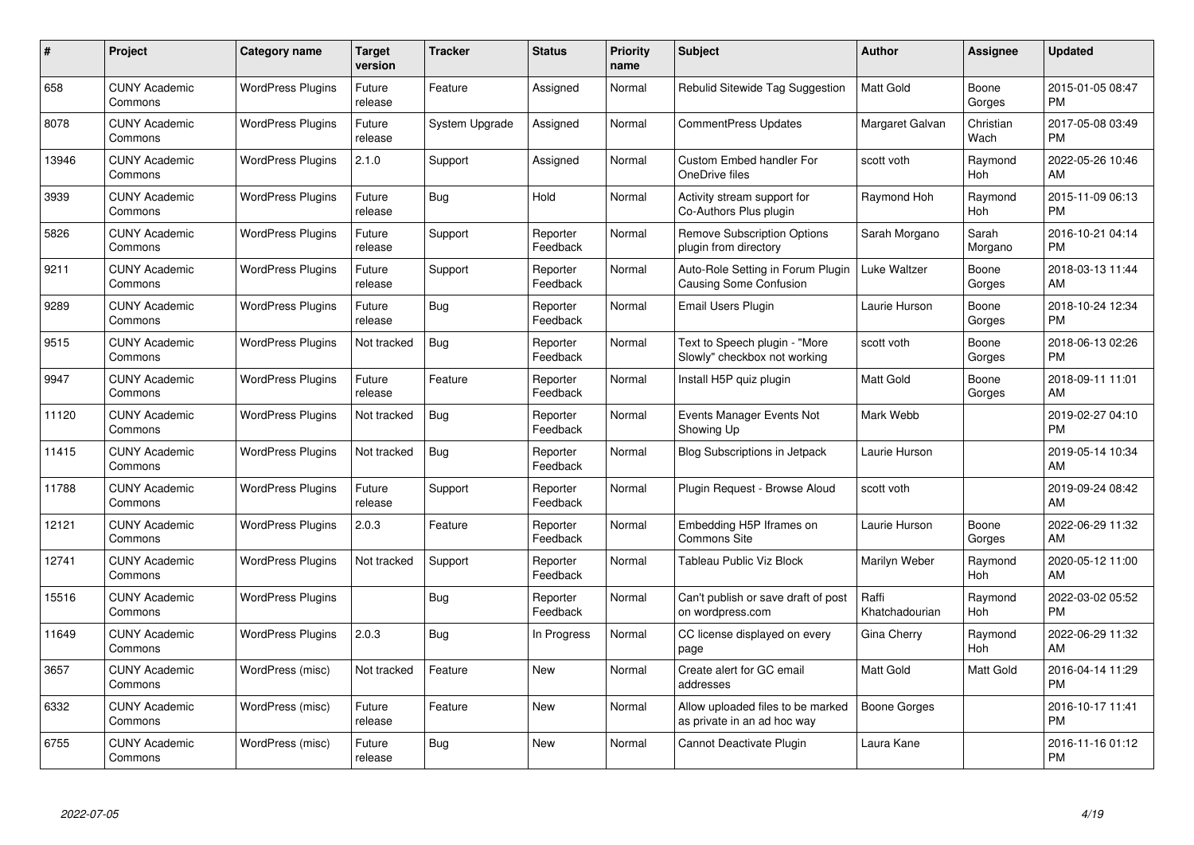| # | Project | Category name | Target version | Tracker | Status | Priority name | Subject | Author | Assignee | Updated |
|---|---|---|---|---|---|---|---|---|---|---|
| 658 | CUNY Academic Commons | WordPress Plugins | Future release | Feature | Assigned | Normal | Rebulid Sitewide Tag Suggestion | Matt Gold | Boone Gorges | 2015-01-05 08:47 PM |
| 8078 | CUNY Academic Commons | WordPress Plugins | Future release | System Upgrade | Assigned | Normal | CommentPress Updates | Margaret Galvan | Christian Wach | 2017-05-08 03:49 PM |
| 13946 | CUNY Academic Commons | WordPress Plugins | 2.1.0 | Support | Assigned | Normal | Custom Embed handler For OneDrive files | scott voth | Raymond Hoh | 2022-05-26 10:46 AM |
| 3939 | CUNY Academic Commons | WordPress Plugins | Future release | Bug | Hold | Normal | Activity stream support for Co-Authors Plus plugin | Raymond Hoh | Raymond Hoh | 2015-11-09 06:13 PM |
| 5826 | CUNY Academic Commons | WordPress Plugins | Future release | Support | Reporter Feedback | Normal | Remove Subscription Options plugin from directory | Sarah Morgano | Sarah Morgano | 2016-10-21 04:14 PM |
| 9211 | CUNY Academic Commons | WordPress Plugins | Future release | Support | Reporter Feedback | Normal | Auto-Role Setting in Forum Plugin Causing Some Confusion | Luke Waltzer | Boone Gorges | 2018-03-13 11:44 AM |
| 9289 | CUNY Academic Commons | WordPress Plugins | Future release | Bug | Reporter Feedback | Normal | Email Users Plugin | Laurie Hurson | Boone Gorges | 2018-10-24 12:34 PM |
| 9515 | CUNY Academic Commons | WordPress Plugins | Not tracked | Bug | Reporter Feedback | Normal | Text to Speech plugin - "More Slowly" checkbox not working | scott voth | Boone Gorges | 2018-06-13 02:26 PM |
| 9947 | CUNY Academic Commons | WordPress Plugins | Future release | Feature | Reporter Feedback | Normal | Install H5P quiz plugin | Matt Gold | Boone Gorges | 2018-09-11 11:01 AM |
| 11120 | CUNY Academic Commons | WordPress Plugins | Not tracked | Bug | Reporter Feedback | Normal | Events Manager Events Not Showing Up | Mark Webb | | 2019-02-27 04:10 PM |
| 11415 | CUNY Academic Commons | WordPress Plugins | Not tracked | Bug | Reporter Feedback | Normal | Blog Subscriptions in Jetpack | Laurie Hurson | | 2019-05-14 10:34 AM |
| 11788 | CUNY Academic Commons | WordPress Plugins | Future release | Support | Reporter Feedback | Normal | Plugin Request - Browse Aloud | scott voth | | 2019-09-24 08:42 AM |
| 12121 | CUNY Academic Commons | WordPress Plugins | 2.0.3 | Feature | Reporter Feedback | Normal | Embedding H5P Iframes on Commons Site | Laurie Hurson | Boone Gorges | 2022-06-29 11:32 AM |
| 12741 | CUNY Academic Commons | WordPress Plugins | Not tracked | Support | Reporter Feedback | Normal | Tableau Public Viz Block | Marilyn Weber | Raymond Hoh | 2020-05-12 11:00 AM |
| 15516 | CUNY Academic Commons | WordPress Plugins | | Bug | Reporter Feedback | Normal | Can't publish or save draft of post on wordpress.com | Raffi Khatchadourian | Raymond Hoh | 2022-03-02 05:52 PM |
| 11649 | CUNY Academic Commons | WordPress Plugins | 2.0.3 | Bug | In Progress | Normal | CC license displayed on every page | Gina Cherry | Raymond Hoh | 2022-06-29 11:32 AM |
| 3657 | CUNY Academic Commons | WordPress (misc) | Not tracked | Feature | New | Normal | Create alert for GC email addresses | Matt Gold | Matt Gold | 2016-04-14 11:29 PM |
| 6332 | CUNY Academic Commons | WordPress (misc) | Future release | Feature | New | Normal | Allow uploaded files to be marked as private in an ad hoc way | Boone Gorges | | 2016-10-17 11:41 PM |
| 6755 | CUNY Academic Commons | WordPress (misc) | Future release | Bug | New | Normal | Cannot Deactivate Plugin | Laura Kane | | 2016-11-16 01:12 PM |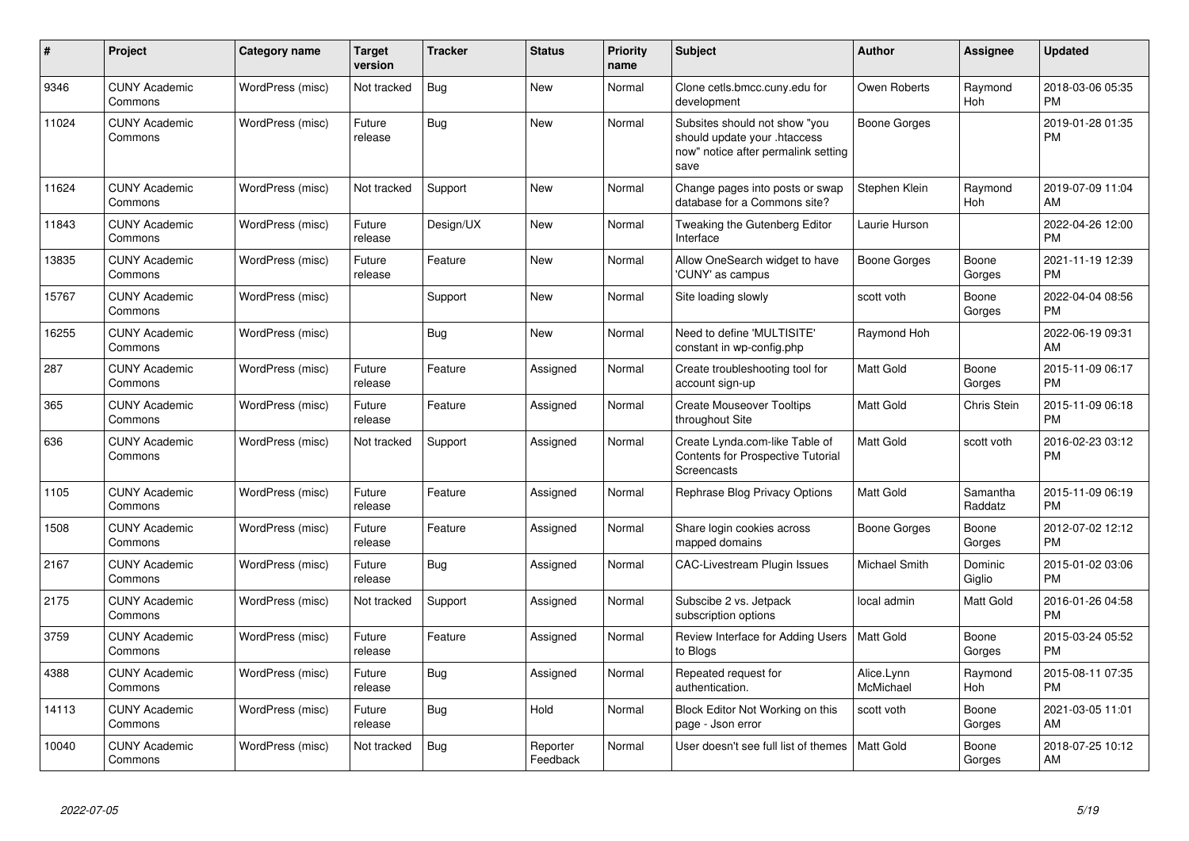| # | Project | Category name | Target version | Tracker | Status | Priority name | Subject | Author | Assignee | Updated |
|---|---|---|---|---|---|---|---|---|---|---|
| 9346 | CUNY Academic Commons | WordPress (misc) | Not tracked | Bug | New | Normal | Clone cetls.bmcc.cuny.edu for development | Owen Roberts | Raymond Hoh | 2018-03-06 05:35 PM |
| 11024 | CUNY Academic Commons | WordPress (misc) | Future release | Bug | New | Normal | Subsites should not show "you should update your .htaccess now" notice after permalink setting save | Boone Gorges | | 2019-01-28 01:35 PM |
| 11624 | CUNY Academic Commons | WordPress (misc) | Not tracked | Support | New | Normal | Change pages into posts or swap database for a Commons site? | Stephen Klein | Raymond Hoh | 2019-07-09 11:04 AM |
| 11843 | CUNY Academic Commons | WordPress (misc) | Future release | Design/UX | New | Normal | Tweaking the Gutenberg Editor Interface | Laurie Hurson | | 2022-04-26 12:00 PM |
| 13835 | CUNY Academic Commons | WordPress (misc) | Future release | Feature | New | Normal | Allow OneSearch widget to have 'CUNY' as campus | Boone Gorges | Boone Gorges | 2021-11-19 12:39 PM |
| 15767 | CUNY Academic Commons | WordPress (misc) | | Support | New | Normal | Site loading slowly | scott voth | Boone Gorges | 2022-04-04 08:56 PM |
| 16255 | CUNY Academic Commons | WordPress (misc) | | Bug | New | Normal | Need to define 'MULTISITE' constant in wp-config.php | Raymond Hoh | | 2022-06-19 09:31 AM |
| 287 | CUNY Academic Commons | WordPress (misc) | Future release | Feature | Assigned | Normal | Create troubleshooting tool for account sign-up | Matt Gold | Boone Gorges | 2015-11-09 06:17 PM |
| 365 | CUNY Academic Commons | WordPress (misc) | Future release | Feature | Assigned | Normal | Create Mouseover Tooltips throughout Site | Matt Gold | Chris Stein | 2015-11-09 06:18 PM |
| 636 | CUNY Academic Commons | WordPress (misc) | Not tracked | Support | Assigned | Normal | Create Lynda.com-like Table of Contents for Prospective Tutorial Screencasts | Matt Gold | scott voth | 2016-02-23 03:12 PM |
| 1105 | CUNY Academic Commons | WordPress (misc) | Future release | Feature | Assigned | Normal | Rephrase Blog Privacy Options | Matt Gold | Samantha Raddatz | 2015-11-09 06:19 PM |
| 1508 | CUNY Academic Commons | WordPress (misc) | Future release | Feature | Assigned | Normal | Share login cookies across mapped domains | Boone Gorges | Boone Gorges | 2012-07-02 12:12 PM |
| 2167 | CUNY Academic Commons | WordPress (misc) | Future release | Bug | Assigned | Normal | CAC-Livestream Plugin Issues | Michael Smith | Dominic Giglio | 2015-01-02 03:06 PM |
| 2175 | CUNY Academic Commons | WordPress (misc) | Not tracked | Support | Assigned | Normal | Subscibe 2 vs. Jetpack subscription options | local admin | Matt Gold | 2016-01-26 04:58 PM |
| 3759 | CUNY Academic Commons | WordPress (misc) | Future release | Feature | Assigned | Normal | Review Interface for Adding Users to Blogs | Matt Gold | Boone Gorges | 2015-03-24 05:52 PM |
| 4388 | CUNY Academic Commons | WordPress (misc) | Future release | Bug | Assigned | Normal | Repeated request for authentication. | Alice.Lynn McMichael | Raymond Hoh | 2015-08-11 07:35 PM |
| 14113 | CUNY Academic Commons | WordPress (misc) | Future release | Bug | Hold | Normal | Block Editor Not Working on this page - Json error | scott voth | Boone Gorges | 2021-03-05 11:01 AM |
| 10040 | CUNY Academic Commons | WordPress (misc) | Not tracked | Bug | Reporter Feedback | Normal | User doesn't see full list of themes | Matt Gold | Boone Gorges | 2018-07-25 10:12 AM |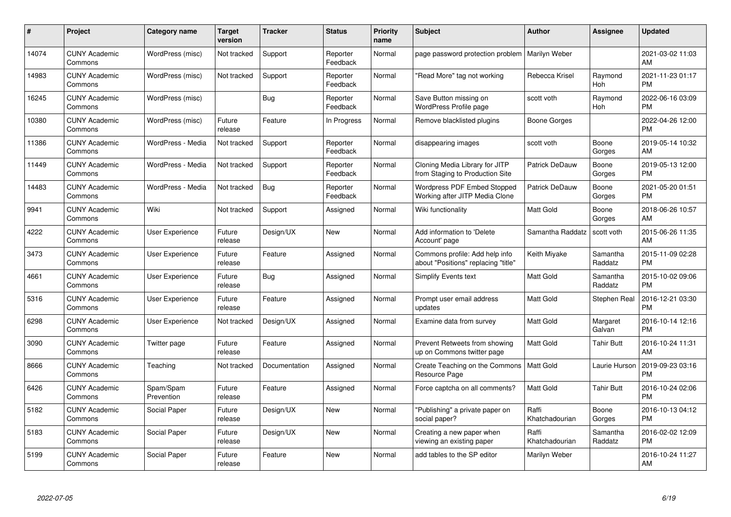| # | Project | Category name | Target version | Tracker | Status | Priority name | Subject | Author | Assignee | Updated |
|---|---|---|---|---|---|---|---|---|---|---|
| 14074 | CUNY Academic Commons | WordPress (misc) | Not tracked | Support | Reporter Feedback | Normal | page password protection problem | Marilyn Weber | | 2021-03-02 11:03 AM |
| 14983 | CUNY Academic Commons | WordPress (misc) | Not tracked | Support | Reporter Feedback | Normal | "Read More" tag not working | Rebecca Krisel | Raymond Hoh | 2021-11-23 01:17 PM |
| 16245 | CUNY Academic Commons | WordPress (misc) | | Bug | Reporter Feedback | Normal | Save Button missing on WordPress Profile page | scott voth | Raymond Hoh | 2022-06-16 03:09 PM |
| 10380 | CUNY Academic Commons | WordPress (misc) | Future release | Feature | In Progress | Normal | Remove blacklisted plugins | Boone Gorges | | 2022-04-26 12:00 PM |
| 11386 | CUNY Academic Commons | WordPress - Media | Not tracked | Support | Reporter Feedback | Normal | disappearing images | scott voth | Boone Gorges | 2019-05-14 10:32 AM |
| 11449 | CUNY Academic Commons | WordPress - Media | Not tracked | Support | Reporter Feedback | Normal | Cloning Media Library for JITP from Staging to Production Site | Patrick DeDauw | Boone Gorges | 2019-05-13 12:00 PM |
| 14483 | CUNY Academic Commons | WordPress - Media | Not tracked | Bug | Reporter Feedback | Normal | Wordpress PDF Embed Stopped Working after JITP Media Clone | Patrick DeDauw | Boone Gorges | 2021-05-20 01:51 PM |
| 9941 | CUNY Academic Commons | Wiki | Not tracked | Support | Assigned | Normal | Wiki functionality | Matt Gold | Boone Gorges | 2018-06-26 10:57 AM |
| 4222 | CUNY Academic Commons | User Experience | Future release | Design/UX | New | Normal | Add information to 'Delete Account' page | Samantha Raddatz | scott voth | 2015-06-26 11:35 AM |
| 3473 | CUNY Academic Commons | User Experience | Future release | Feature | Assigned | Normal | Commons profile: Add help info about "Positions" replacing "title" | Keith Miyake | Samantha Raddatz | 2015-11-09 02:28 PM |
| 4661 | CUNY Academic Commons | User Experience | Future release | Bug | Assigned | Normal | Simplify Events text | Matt Gold | Samantha Raddatz | 2015-10-02 09:06 PM |
| 5316 | CUNY Academic Commons | User Experience | Future release | Feature | Assigned | Normal | Prompt user email address updates | Matt Gold | Stephen Real | 2016-12-21 03:30 PM |
| 6298 | CUNY Academic Commons | User Experience | Not tracked | Design/UX | Assigned | Normal | Examine data from survey | Matt Gold | Margaret Galvan | 2016-10-14 12:16 PM |
| 3090 | CUNY Academic Commons | Twitter page | Future release | Feature | Assigned | Normal | Prevent Retweets from showing up on Commons twitter page | Matt Gold | Tahir Butt | 2016-10-24 11:31 AM |
| 8666 | CUNY Academic Commons | Teaching | Not tracked | Documentation | Assigned | Normal | Create Teaching on the Commons Resource Page | Matt Gold | Laurie Hurson | 2019-09-23 03:16 PM |
| 6426 | CUNY Academic Commons | Spam/Spam Prevention | Future release | Feature | Assigned | Normal | Force captcha on all comments? | Matt Gold | Tahir Butt | 2016-10-24 02:06 PM |
| 5182 | CUNY Academic Commons | Social Paper | Future release | Design/UX | New | Normal | "Publishing" a private paper on social paper? | Raffi Khatchadourian | Boone Gorges | 2016-10-13 04:12 PM |
| 5183 | CUNY Academic Commons | Social Paper | Future release | Design/UX | New | Normal | Creating a new paper when viewing an existing paper | Raffi Khatchadourian | Samantha Raddatz | 2016-02-02 12:09 PM |
| 5199 | CUNY Academic Commons | Social Paper | Future release | Feature | New | Normal | add tables to the SP editor | Marilyn Weber | | 2016-10-24 11:27 AM |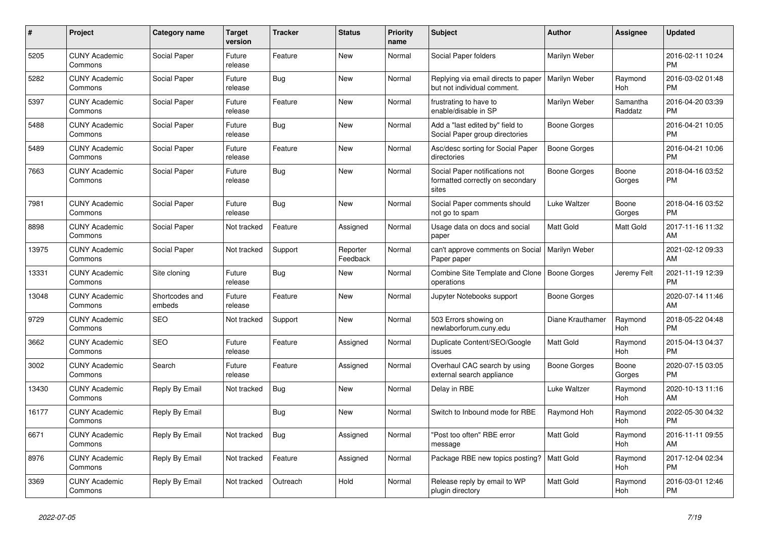| # | Project | Category name | Target version | Tracker | Status | Priority name | Subject | Author | Assignee | Updated |
|---|---|---|---|---|---|---|---|---|---|---|
| 5205 | CUNY Academic Commons | Social Paper | Future release | Feature | New | Normal | Social Paper folders | Marilyn Weber | | 2016-02-11 10:24 PM |
| 5282 | CUNY Academic Commons | Social Paper | Future release | Bug | New | Normal | Replying via email directs to paper but not individual comment. | Marilyn Weber | Raymond Hoh | 2016-03-02 01:48 PM |
| 5397 | CUNY Academic Commons | Social Paper | Future release | Feature | New | Normal | frustrating to have to enable/disable in SP | Marilyn Weber | Samantha Raddatz | 2016-04-20 03:39 PM |
| 5488 | CUNY Academic Commons | Social Paper | Future release | Bug | New | Normal | Add a "last edited by" field to Social Paper group directories | Boone Gorges | | 2016-04-21 10:05 PM |
| 5489 | CUNY Academic Commons | Social Paper | Future release | Feature | New | Normal | Asc/desc sorting for Social Paper directories | Boone Gorges | | 2016-04-21 10:06 PM |
| 7663 | CUNY Academic Commons | Social Paper | Future release | Bug | New | Normal | Social Paper notifications not formatted correctly on secondary sites | Boone Gorges | Boone Gorges | 2018-04-16 03:52 PM |
| 7981 | CUNY Academic Commons | Social Paper | Future release | Bug | New | Normal | Social Paper comments should not go to spam | Luke Waltzer | Boone Gorges | 2018-04-16 03:52 PM |
| 8898 | CUNY Academic Commons | Social Paper | Not tracked | Feature | Assigned | Normal | Usage data on docs and social paper | Matt Gold | Matt Gold | 2017-11-16 11:32 AM |
| 13975 | CUNY Academic Commons | Social Paper | Not tracked | Support | Reporter Feedback | Normal | can't approve comments on Social Paper paper | Marilyn Weber | | 2021-02-12 09:33 AM |
| 13331 | CUNY Academic Commons | Site cloning | Future release | Bug | New | Normal | Combine Site Template and Clone operations | Boone Gorges | Jeremy Felt | 2021-11-19 12:39 PM |
| 13048 | CUNY Academic Commons | Shortcodes and embeds | Future release | Feature | New | Normal | Jupyter Notebooks support | Boone Gorges | | 2020-07-14 11:46 AM |
| 9729 | CUNY Academic Commons | SEO | Not tracked | Support | New | Normal | 503 Errors showing on newlaborforum.cuny.edu | Diane Krauthamer | Raymond Hoh | 2018-05-22 04:48 PM |
| 3662 | CUNY Academic Commons | SEO | Future release | Feature | Assigned | Normal | Duplicate Content/SEO/Google issues | Matt Gold | Raymond Hoh | 2015-04-13 04:37 PM |
| 3002 | CUNY Academic Commons | Search | Future release | Feature | Assigned | Normal | Overhaul CAC search by using external search appliance | Boone Gorges | Boone Gorges | 2020-07-15 03:05 PM |
| 13430 | CUNY Academic Commons | Reply By Email | Not tracked | Bug | New | Normal | Delay in RBE | Luke Waltzer | Raymond Hoh | 2020-10-13 11:16 AM |
| 16177 | CUNY Academic Commons | Reply By Email | | Bug | New | Normal | Switch to Inbound mode for RBE | Raymond Hoh | Raymond Hoh | 2022-05-30 04:32 PM |
| 6671 | CUNY Academic Commons | Reply By Email | Not tracked | Bug | Assigned | Normal | "Post too often" RBE error message | Matt Gold | Raymond Hoh | 2016-11-11 09:55 AM |
| 8976 | CUNY Academic Commons | Reply By Email | Not tracked | Feature | Assigned | Normal | Package RBE new topics posting? | Matt Gold | Raymond Hoh | 2017-12-04 02:34 PM |
| 3369 | CUNY Academic Commons | Reply By Email | Not tracked | Outreach | Hold | Normal | Release reply by email to WP plugin directory | Matt Gold | Raymond Hoh | 2016-03-01 12:46 PM |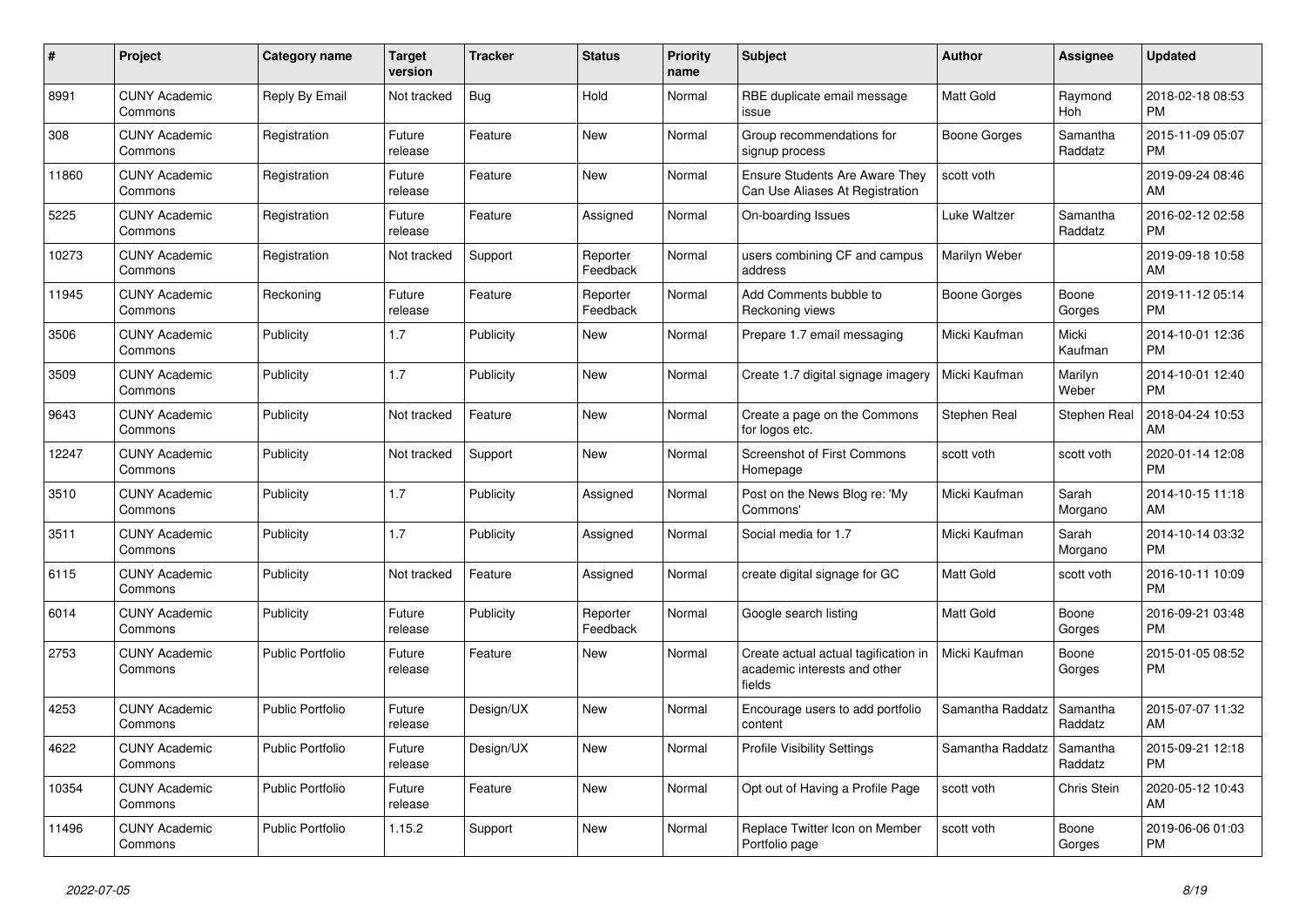| # | Project | Category name | Target version | Tracker | Status | Priority name | Subject | Author | Assignee | Updated |
|---|---|---|---|---|---|---|---|---|---|---|
| 8991 | CUNY Academic Commons | Reply By Email | Not tracked | Bug | Hold | Normal | RBE duplicate email message issue | Matt Gold | Raymond Hoh | 2018-02-18 08:53 PM |
| 308 | CUNY Academic Commons | Registration | Future release | Feature | New | Normal | Group recommendations for signup process | Boone Gorges | Samantha Raddatz | 2015-11-09 05:07 PM |
| 11860 | CUNY Academic Commons | Registration | Future release | Feature | New | Normal | Ensure Students Are Aware They Can Use Aliases At Registration | scott voth | | 2019-09-24 08:46 AM |
| 5225 | CUNY Academic Commons | Registration | Future release | Feature | Assigned | Normal | On-boarding Issues | Luke Waltzer | Samantha Raddatz | 2016-02-12 02:58 PM |
| 10273 | CUNY Academic Commons | Registration | Not tracked | Support | Reporter Feedback | Normal | users combining CF and campus address | Marilyn Weber | | 2019-09-18 10:58 AM |
| 11945 | CUNY Academic Commons | Reckoning | Future release | Feature | Reporter Feedback | Normal | Add Comments bubble to Reckoning views | Boone Gorges | Boone Gorges | 2019-11-12 05:14 PM |
| 3506 | CUNY Academic Commons | Publicity | 1.7 | Publicity | New | Normal | Prepare 1.7 email messaging | Micki Kaufman | Micki Kaufman | 2014-10-01 12:36 PM |
| 3509 | CUNY Academic Commons | Publicity | 1.7 | Publicity | New | Normal | Create 1.7 digital signage imagery | Micki Kaufman | Marilyn Weber | 2014-10-01 12:40 PM |
| 9643 | CUNY Academic Commons | Publicity | Not tracked | Feature | New | Normal | Create a page on the Commons for logos etc. | Stephen Real | Stephen Real | 2018-04-24 10:53 AM |
| 12247 | CUNY Academic Commons | Publicity | Not tracked | Support | New | Normal | Screenshot of First Commons Homepage | scott voth | scott voth | 2020-01-14 12:08 PM |
| 3510 | CUNY Academic Commons | Publicity | 1.7 | Publicity | Assigned | Normal | Post on the News Blog re: 'My Commons' | Micki Kaufman | Sarah Morgano | 2014-10-15 11:18 AM |
| 3511 | CUNY Academic Commons | Publicity | 1.7 | Publicity | Assigned | Normal | Social media for 1.7 | Micki Kaufman | Sarah Morgano | 2014-10-14 03:32 PM |
| 6115 | CUNY Academic Commons | Publicity | Not tracked | Feature | Assigned | Normal | create digital signage for GC | Matt Gold | scott voth | 2016-10-11 10:09 PM |
| 6014 | CUNY Academic Commons | Publicity | Future release | Publicity | Reporter Feedback | Normal | Google search listing | Matt Gold | Boone Gorges | 2016-09-21 03:48 PM |
| 2753 | CUNY Academic Commons | Public Portfolio | Future release | Feature | New | Normal | Create actual actual tagification in academic interests and other fields | Micki Kaufman | Boone Gorges | 2015-01-05 08:52 PM |
| 4253 | CUNY Academic Commons | Public Portfolio | Future release | Design/UX | New | Normal | Encourage users to add portfolio content | Samantha Raddatz | Samantha Raddatz | 2015-07-07 11:32 AM |
| 4622 | CUNY Academic Commons | Public Portfolio | Future release | Design/UX | New | Normal | Profile Visibility Settings | Samantha Raddatz | Samantha Raddatz | 2015-09-21 12:18 PM |
| 10354 | CUNY Academic Commons | Public Portfolio | Future release | Feature | New | Normal | Opt out of Having a Profile Page | scott voth | Chris Stein | 2020-05-12 10:43 AM |
| 11496 | CUNY Academic Commons | Public Portfolio | 1.15.2 | Support | New | Normal | Replace Twitter Icon on Member Portfolio page | scott voth | Boone Gorges | 2019-06-06 01:03 PM |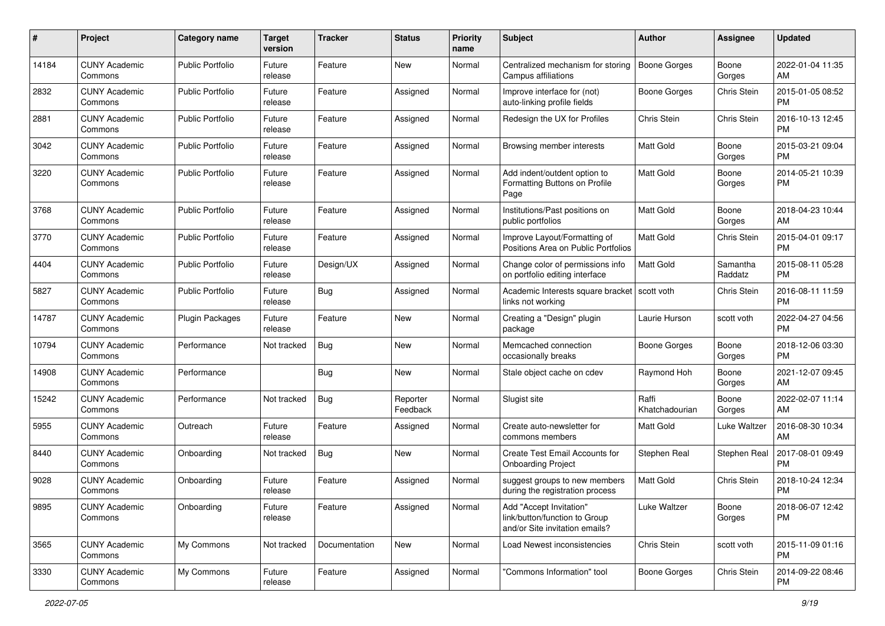| # | Project | Category name | Target version | Tracker | Status | Priority name | Subject | Author | Assignee | Updated |
|---|---|---|---|---|---|---|---|---|---|---|
| 14184 | CUNY Academic Commons | Public Portfolio | Future release | Feature | New | Normal | Centralized mechanism for storing Campus affiliations | Boone Gorges | Boone Gorges | 2022-01-04 11:35 AM |
| 2832 | CUNY Academic Commons | Public Portfolio | Future release | Feature | Assigned | Normal | Improve interface for (not) auto-linking profile fields | Boone Gorges | Chris Stein | 2015-01-05 08:52 PM |
| 2881 | CUNY Academic Commons | Public Portfolio | Future release | Feature | Assigned | Normal | Redesign the UX for Profiles | Chris Stein | Chris Stein | 2016-10-13 12:45 PM |
| 3042 | CUNY Academic Commons | Public Portfolio | Future release | Feature | Assigned | Normal | Browsing member interests | Matt Gold | Boone Gorges | 2015-03-21 09:04 PM |
| 3220 | CUNY Academic Commons | Public Portfolio | Future release | Feature | Assigned | Normal | Add indent/outdent option to Formatting Buttons on Profile Page | Matt Gold | Boone Gorges | 2014-05-21 10:39 PM |
| 3768 | CUNY Academic Commons | Public Portfolio | Future release | Feature | Assigned | Normal | Institutions/Past positions on public portfolios | Matt Gold | Boone Gorges | 2018-04-23 10:44 AM |
| 3770 | CUNY Academic Commons | Public Portfolio | Future release | Feature | Assigned | Normal | Improve Layout/Formatting of Positions Area on Public Portfolios | Matt Gold | Chris Stein | 2015-04-01 09:17 PM |
| 4404 | CUNY Academic Commons | Public Portfolio | Future release | Design/UX | Assigned | Normal | Change color of permissions info on portfolio editing interface | Matt Gold | Samantha Raddatz | 2015-08-11 05:28 PM |
| 5827 | CUNY Academic Commons | Public Portfolio | Future release | Bug | Assigned | Normal | Academic Interests square bracket links not working | scott voth | Chris Stein | 2016-08-11 11:59 PM |
| 14787 | CUNY Academic Commons | Plugin Packages | Future release | Feature | New | Normal | Creating a "Design" plugin package | Laurie Hurson | scott voth | 2022-04-27 04:56 PM |
| 10794 | CUNY Academic Commons | Performance | Not tracked | Bug | New | Normal | Memcached connection occasionally breaks | Boone Gorges | Boone Gorges | 2018-12-06 03:30 PM |
| 14908 | CUNY Academic Commons | Performance | | Bug | New | Normal | Stale object cache on cdev | Raymond Hoh | Boone Gorges | 2021-12-07 09:45 AM |
| 15242 | CUNY Academic Commons | Performance | Not tracked | Bug | Reporter Feedback | Normal | Slugist site | Raffi Khatchadourian | Boone Gorges | 2022-02-07 11:14 AM |
| 5955 | CUNY Academic Commons | Outreach | Future release | Feature | Assigned | Normal | Create auto-newsletter for commons members | Matt Gold | Luke Waltzer | 2016-08-30 10:34 AM |
| 8440 | CUNY Academic Commons | Onboarding | Not tracked | Bug | New | Normal | Create Test Email Accounts for Onboarding Project | Stephen Real | Stephen Real | 2017-08-01 09:49 PM |
| 9028 | CUNY Academic Commons | Onboarding | Future release | Feature | Assigned | Normal | suggest groups to new members during the registration process | Matt Gold | Chris Stein | 2018-10-24 12:34 PM |
| 9895 | CUNY Academic Commons | Onboarding | Future release | Feature | Assigned | Normal | Add "Accept Invitation" link/button/function to Group and/or Site invitation emails? | Luke Waltzer | Boone Gorges | 2018-06-07 12:42 PM |
| 3565 | CUNY Academic Commons | My Commons | Not tracked | Documentation | New | Normal | Load Newest inconsistencies | Chris Stein | scott voth | 2015-11-09 01:16 PM |
| 3330 | CUNY Academic Commons | My Commons | Future release | Feature | Assigned | Normal | "Commons Information" tool | Boone Gorges | Chris Stein | 2014-09-22 08:46 PM |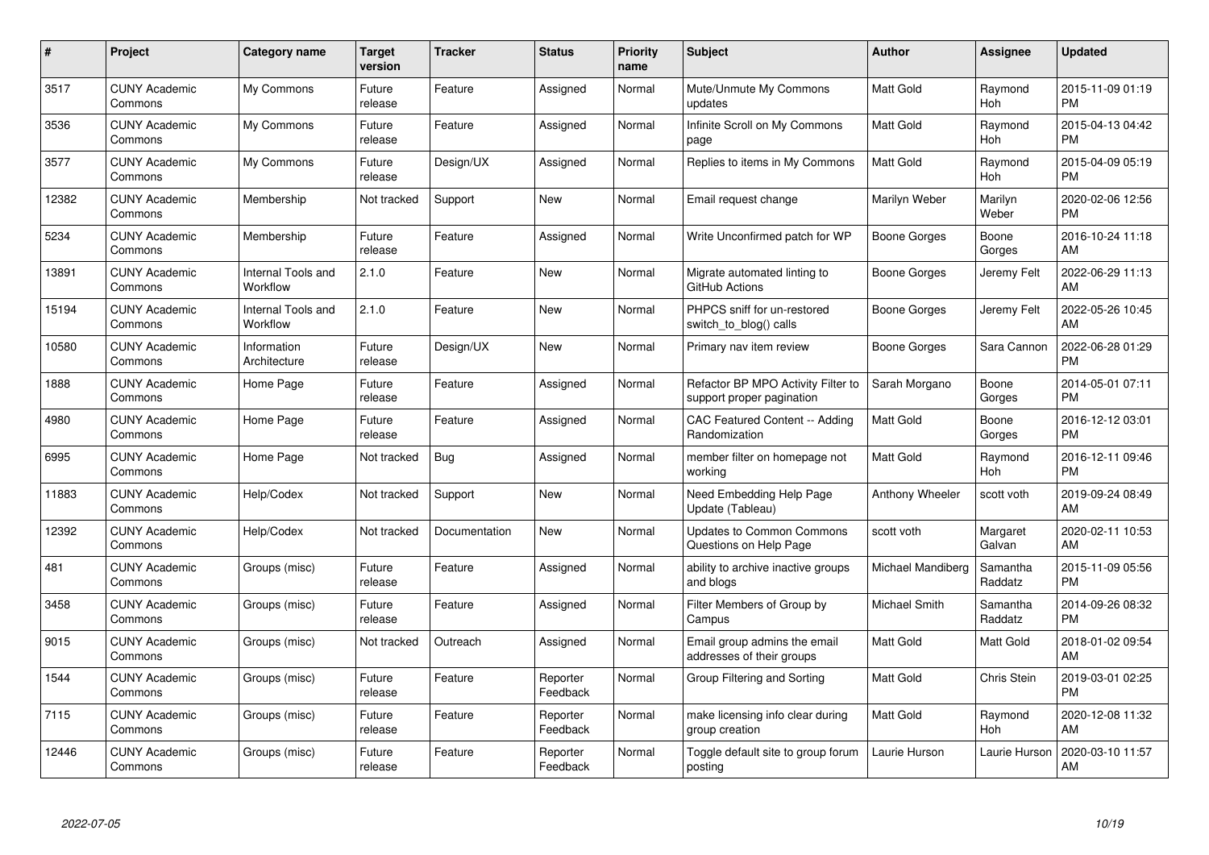| # | Project | Category name | Target version | Tracker | Status | Priority name | Subject | Author | Assignee | Updated |
|---|---|---|---|---|---|---|---|---|---|---|
| 3517 | CUNY Academic Commons | My Commons | Future release | Feature | Assigned | Normal | Mute/Unmute My Commons updates | Matt Gold | Raymond Hoh | 2015-11-09 01:19 PM |
| 3536 | CUNY Academic Commons | My Commons | Future release | Feature | Assigned | Normal | Infinite Scroll on My Commons page | Matt Gold | Raymond Hoh | 2015-04-13 04:42 PM |
| 3577 | CUNY Academic Commons | My Commons | Future release | Design/UX | Assigned | Normal | Replies to items in My Commons | Matt Gold | Raymond Hoh | 2015-04-09 05:19 PM |
| 12382 | CUNY Academic Commons | Membership | Not tracked | Support | New | Normal | Email request change | Marilyn Weber | Marilyn Weber | 2020-02-06 12:56 PM |
| 5234 | CUNY Academic Commons | Membership | Future release | Feature | Assigned | Normal | Write Unconfirmed patch for WP | Boone Gorges | Boone Gorges | 2016-10-24 11:18 AM |
| 13891 | CUNY Academic Commons | Internal Tools and Workflow | 2.1.0 | Feature | New | Normal | Migrate automated linting to GitHub Actions | Boone Gorges | Jeremy Felt | 2022-06-29 11:13 AM |
| 15194 | CUNY Academic Commons | Internal Tools and Workflow | 2.1.0 | Feature | New | Normal | PHPCS sniff for un-restored switch_to_blog() calls | Boone Gorges | Jeremy Felt | 2022-05-26 10:45 AM |
| 10580 | CUNY Academic Commons | Information Architecture | Future release | Design/UX | New | Normal | Primary nav item review | Boone Gorges | Sara Cannon | 2022-06-28 01:29 PM |
| 1888 | CUNY Academic Commons | Home Page | Future release | Feature | Assigned | Normal | Refactor BP MPO Activity Filter to support proper pagination | Sarah Morgano | Boone Gorges | 2014-05-01 07:11 PM |
| 4980 | CUNY Academic Commons | Home Page | Future release | Feature | Assigned | Normal | CAC Featured Content -- Adding Randomization | Matt Gold | Boone Gorges | 2016-12-12 03:01 PM |
| 6995 | CUNY Academic Commons | Home Page | Not tracked | Bug | Assigned | Normal | member filter on homepage not working | Matt Gold | Raymond Hoh | 2016-12-11 09:46 PM |
| 11883 | CUNY Academic Commons | Help/Codex | Not tracked | Support | New | Normal | Need Embedding Help Page Update (Tableau) | Anthony Wheeler | scott voth | 2019-09-24 08:49 AM |
| 12392 | CUNY Academic Commons | Help/Codex | Not tracked | Documentation | New | Normal | Updates to Common Commons Questions on Help Page | scott voth | Margaret Galvan | 2020-02-11 10:53 AM |
| 481 | CUNY Academic Commons | Groups (misc) | Future release | Feature | Assigned | Normal | ability to archive inactive groups and blogs | Michael Mandiberg | Samantha Raddatz | 2015-11-09 05:56 PM |
| 3458 | CUNY Academic Commons | Groups (misc) | Future release | Feature | Assigned | Normal | Filter Members of Group by Campus | Michael Smith | Samantha Raddatz | 2014-09-26 08:32 PM |
| 9015 | CUNY Academic Commons | Groups (misc) | Not tracked | Outreach | Assigned | Normal | Email group admins the email addresses of their groups | Matt Gold | Matt Gold | 2018-01-02 09:54 AM |
| 1544 | CUNY Academic Commons | Groups (misc) | Future release | Feature | Reporter Feedback | Normal | Group Filtering and Sorting | Matt Gold | Chris Stein | 2019-03-01 02:25 PM |
| 7115 | CUNY Academic Commons | Groups (misc) | Future release | Feature | Reporter Feedback | Normal | make licensing info clear during group creation | Matt Gold | Raymond Hoh | 2020-12-08 11:32 AM |
| 12446 | CUNY Academic Commons | Groups (misc) | Future release | Feature | Reporter Feedback | Normal | Toggle default site to group forum posting | Laurie Hurson | Laurie Hurson | 2020-03-10 11:57 AM |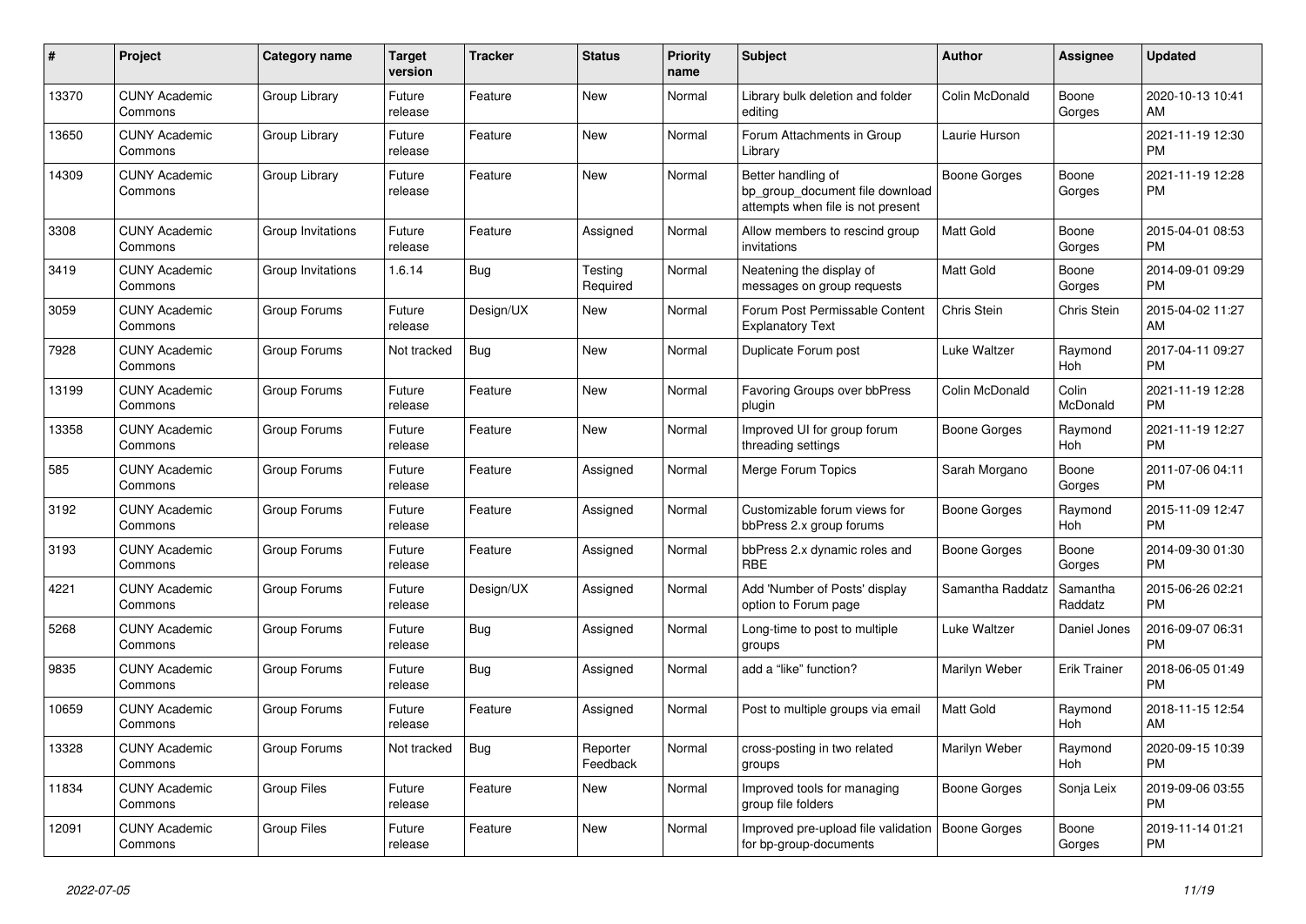| # | Project | Category name | Target version | Tracker | Status | Priority name | Subject | Author | Assignee | Updated |
|---|---|---|---|---|---|---|---|---|---|---|
| 13370 | CUNY Academic Commons | Group Library | Future release | Feature | New | Normal | Library bulk deletion and folder editing | Colin McDonald | Boone Gorges | 2020-10-13 10:41 AM |
| 13650 | CUNY Academic Commons | Group Library | Future release | Feature | New | Normal | Forum Attachments in Group Library | Laurie Hurson | | 2021-11-19 12:30 PM |
| 14309 | CUNY Academic Commons | Group Library | Future release | Feature | New | Normal | Better handling of bp_group_document file download attempts when file is not present | Boone Gorges | Boone Gorges | 2021-11-19 12:28 PM |
| 3308 | CUNY Academic Commons | Group Invitations | Future release | Feature | Assigned | Normal | Allow members to rescind group invitations | Matt Gold | Boone Gorges | 2015-04-01 08:53 PM |
| 3419 | CUNY Academic Commons | Group Invitations | 1.6.14 | Bug | Testing Required | Normal | Neatening the display of messages on group requests | Matt Gold | Boone Gorges | 2014-09-01 09:29 PM |
| 3059 | CUNY Academic Commons | Group Forums | Future release | Design/UX | New | Normal | Forum Post Permissable Content Explanatory Text | Chris Stein | Chris Stein | 2015-04-02 11:27 AM |
| 7928 | CUNY Academic Commons | Group Forums | Not tracked | Bug | New | Normal | Duplicate Forum post | Luke Waltzer | Raymond Hoh | 2017-04-11 09:27 PM |
| 13199 | CUNY Academic Commons | Group Forums | Future release | Feature | New | Normal | Favoring Groups over bbPress plugin | Colin McDonald | Colin McDonald | 2021-11-19 12:28 PM |
| 13358 | CUNY Academic Commons | Group Forums | Future release | Feature | New | Normal | Improved UI for group forum threading settings | Boone Gorges | Raymond Hoh | 2021-11-19 12:27 PM |
| 585 | CUNY Academic Commons | Group Forums | Future release | Feature | Assigned | Normal | Merge Forum Topics | Sarah Morgano | Boone Gorges | 2011-07-06 04:11 PM |
| 3192 | CUNY Academic Commons | Group Forums | Future release | Feature | Assigned | Normal | Customizable forum views for bbPress 2.x group forums | Boone Gorges | Raymond Hoh | 2015-11-09 12:47 PM |
| 3193 | CUNY Academic Commons | Group Forums | Future release | Feature | Assigned | Normal | bbPress 2.x dynamic roles and RBE | Boone Gorges | Boone Gorges | 2014-09-30 01:30 PM |
| 4221 | CUNY Academic Commons | Group Forums | Future release | Design/UX | Assigned | Normal | Add 'Number of Posts' display option to Forum page | Samantha Raddatz | Samantha Raddatz | 2015-06-26 02:21 PM |
| 5268 | CUNY Academic Commons | Group Forums | Future release | Bug | Assigned | Normal | Long-time to post to multiple groups | Luke Waltzer | Daniel Jones | 2016-09-07 06:31 PM |
| 9835 | CUNY Academic Commons | Group Forums | Future release | Bug | Assigned | Normal | add a "like" function? | Marilyn Weber | Erik Trainer | 2018-06-05 01:49 PM |
| 10659 | CUNY Academic Commons | Group Forums | Future release | Feature | Assigned | Normal | Post to multiple groups via email | Matt Gold | Raymond Hoh | 2018-11-15 12:54 AM |
| 13328 | CUNY Academic Commons | Group Forums | Not tracked | Bug | Reporter Feedback | Normal | cross-posting in two related groups | Marilyn Weber | Raymond Hoh | 2020-09-15 10:39 PM |
| 11834 | CUNY Academic Commons | Group Files | Future release | Feature | New | Normal | Improved tools for managing group file folders | Boone Gorges | Sonja Leix | 2019-09-06 03:55 PM |
| 12091 | CUNY Academic Commons | Group Files | Future release | Feature | New | Normal | Improved pre-upload file validation for bp-group-documents | Boone Gorges | Boone Gorges | 2019-11-14 01:21 PM |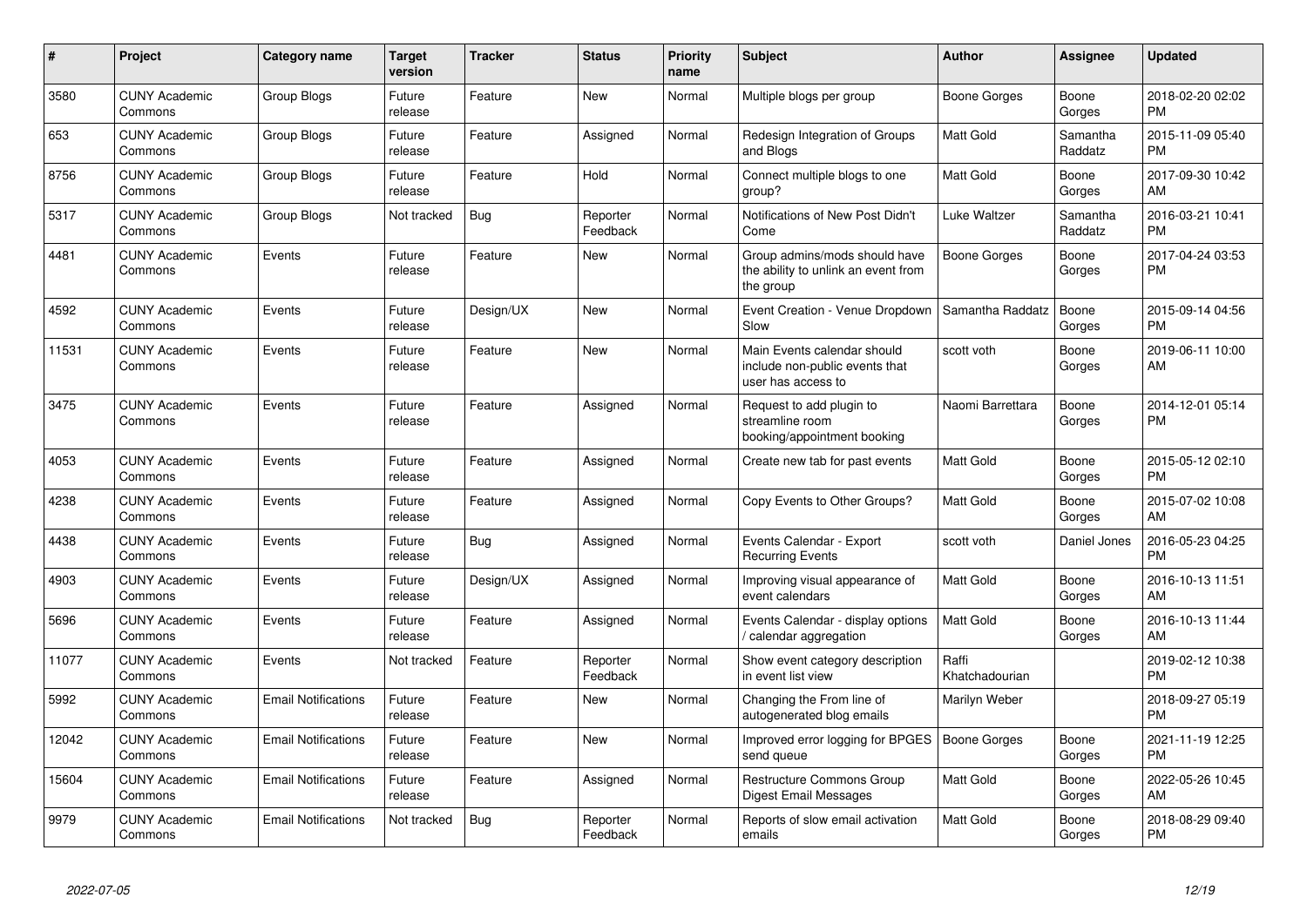| # | Project | Category name | Target version | Tracker | Status | Priority name | Subject | Author | Assignee | Updated |
|---|---|---|---|---|---|---|---|---|---|---|
| 3580 | CUNY Academic Commons | Group Blogs | Future release | Feature | New | Normal | Multiple blogs per group | Boone Gorges | Boone Gorges | 2018-02-20 02:02 PM |
| 653 | CUNY Academic Commons | Group Blogs | Future release | Feature | Assigned | Normal | Redesign Integration of Groups and Blogs | Matt Gold | Samantha Raddatz | 2015-11-09 05:40 PM |
| 8756 | CUNY Academic Commons | Group Blogs | Future release | Feature | Hold | Normal | Connect multiple blogs to one group? | Matt Gold | Boone Gorges | 2017-09-30 10:42 AM |
| 5317 | CUNY Academic Commons | Group Blogs | Not tracked | Bug | Reporter Feedback | Normal | Notifications of New Post Didn't Come | Luke Waltzer | Samantha Raddatz | 2016-03-21 10:41 PM |
| 4481 | CUNY Academic Commons | Events | Future release | Feature | New | Normal | Group admins/mods should have the ability to unlink an event from the group | Boone Gorges | Boone Gorges | 2017-04-24 03:53 PM |
| 4592 | CUNY Academic Commons | Events | Future release | Design/UX | New | Normal | Event Creation - Venue Dropdown Slow | Samantha Raddatz | Boone Gorges | 2015-09-14 04:56 PM |
| 11531 | CUNY Academic Commons | Events | Future release | Feature | New | Normal | Main Events calendar should include non-public events that user has access to | scott voth | Boone Gorges | 2019-06-11 10:00 AM |
| 3475 | CUNY Academic Commons | Events | Future release | Feature | Assigned | Normal | Request to add plugin to streamline room booking/appointment booking | Naomi Barrettara | Boone Gorges | 2014-12-01 05:14 PM |
| 4053 | CUNY Academic Commons | Events | Future release | Feature | Assigned | Normal | Create new tab for past events | Matt Gold | Boone Gorges | 2015-05-12 02:10 PM |
| 4238 | CUNY Academic Commons | Events | Future release | Feature | Assigned | Normal | Copy Events to Other Groups? | Matt Gold | Boone Gorges | 2015-07-02 10:08 AM |
| 4438 | CUNY Academic Commons | Events | Future release | Bug | Assigned | Normal | Events Calendar - Export Recurring Events | scott voth | Daniel Jones | 2016-05-23 04:25 PM |
| 4903 | CUNY Academic Commons | Events | Future release | Design/UX | Assigned | Normal | Improving visual appearance of event calendars | Matt Gold | Boone Gorges | 2016-10-13 11:51 AM |
| 5696 | CUNY Academic Commons | Events | Future release | Feature | Assigned | Normal | Events Calendar - display options / calendar aggregation | Matt Gold | Boone Gorges | 2016-10-13 11:44 AM |
| 11077 | CUNY Academic Commons | Events | Not tracked | Feature | Reporter Feedback | Normal | Show event category description in event list view | Raffi Khatchadourian | | 2019-02-12 10:38 PM |
| 5992 | CUNY Academic Commons | Email Notifications | Future release | Feature | New | Normal | Changing the From line of autogenerated blog emails | Marilyn Weber | | 2018-09-27 05:19 PM |
| 12042 | CUNY Academic Commons | Email Notifications | Future release | Feature | New | Normal | Improved error logging for BPGES send queue | Boone Gorges | Boone Gorges | 2021-11-19 12:25 PM |
| 15604 | CUNY Academic Commons | Email Notifications | Future release | Feature | Assigned | Normal | Restructure Commons Group Digest Email Messages | Matt Gold | Boone Gorges | 2022-05-26 10:45 AM |
| 9979 | CUNY Academic Commons | Email Notifications | Not tracked | Bug | Reporter Feedback | Normal | Reports of slow email activation emails | Matt Gold | Boone Gorges | 2018-08-29 09:40 PM |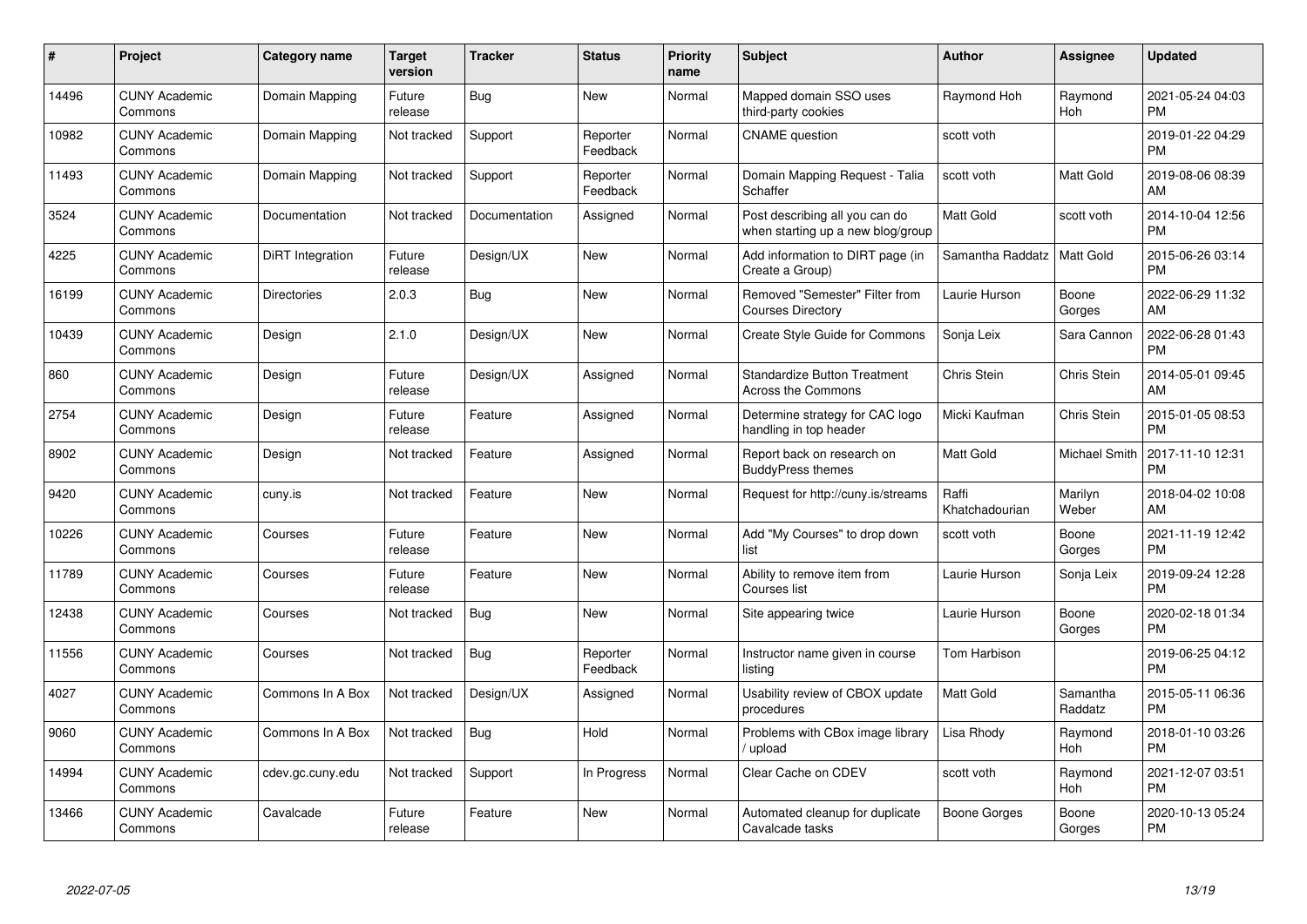| # | Project | Category name | Target version | Tracker | Status | Priority name | Subject | Author | Assignee | Updated |
|---|---|---|---|---|---|---|---|---|---|---|
| 14496 | CUNY Academic Commons | Domain Mapping | Future release | Bug | New | Normal | Mapped domain SSO uses third-party cookies | Raymond Hoh | Raymond Hoh | 2021-05-24 04:03 PM |
| 10982 | CUNY Academic Commons | Domain Mapping | Not tracked | Support | Reporter Feedback | Normal | CNAME question | scott voth | | 2019-01-22 04:29 PM |
| 11493 | CUNY Academic Commons | Domain Mapping | Not tracked | Support | Reporter Feedback | Normal | Domain Mapping Request - Talia Schaffer | scott voth | Matt Gold | 2019-08-06 08:39 AM |
| 3524 | CUNY Academic Commons | Documentation | Not tracked | Documentation | Assigned | Normal | Post describing all you can do when starting up a new blog/group | Matt Gold | scott voth | 2014-10-04 12:56 PM |
| 4225 | CUNY Academic Commons | DiRT Integration | Future release | Design/UX | New | Normal | Add information to DIRT page (in Create a Group) | Samantha Raddatz | Matt Gold | 2015-06-26 03:14 PM |
| 16199 | CUNY Academic Commons | Directories | 2.0.3 | Bug | New | Normal | Removed "Semester" Filter from Courses Directory | Laurie Hurson | Boone Gorges | 2022-06-29 11:32 AM |
| 10439 | CUNY Academic Commons | Design | 2.1.0 | Design/UX | New | Normal | Create Style Guide for Commons | Sonja Leix | Sara Cannon | 2022-06-28 01:43 PM |
| 860 | CUNY Academic Commons | Design | Future release | Design/UX | Assigned | Normal | Standardize Button Treatment Across the Commons | Chris Stein | Chris Stein | 2014-05-01 09:45 AM |
| 2754 | CUNY Academic Commons | Design | Future release | Feature | Assigned | Normal | Determine strategy for CAC logo handling in top header | Micki Kaufman | Chris Stein | 2015-01-05 08:53 PM |
| 8902 | CUNY Academic Commons | Design | Not tracked | Feature | Assigned | Normal | Report back on research on BuddyPress themes | Matt Gold | Michael Smith | 2017-11-10 12:31 PM |
| 9420 | CUNY Academic Commons | cuny.is | Not tracked | Feature | New | Normal | Request for http://cuny.is/streams | Raffi Khatchadourian | Marilyn Weber | 2018-04-02 10:08 AM |
| 10226 | CUNY Academic Commons | Courses | Future release | Feature | New | Normal | Add "My Courses" to drop down list | scott voth | Boone Gorges | 2021-11-19 12:42 PM |
| 11789 | CUNY Academic Commons | Courses | Future release | Feature | New | Normal | Ability to remove item from Courses list | Laurie Hurson | Sonja Leix | 2019-09-24 12:28 PM |
| 12438 | CUNY Academic Commons | Courses | Not tracked | Bug | New | Normal | Site appearing twice | Laurie Hurson | Boone Gorges | 2020-02-18 01:34 PM |
| 11556 | CUNY Academic Commons | Courses | Not tracked | Bug | Reporter Feedback | Normal | Instructor name given in course listing | Tom Harbison | | 2019-06-25 04:12 PM |
| 4027 | CUNY Academic Commons | Commons In A Box | Not tracked | Design/UX | Assigned | Normal | Usability review of CBOX update procedures | Matt Gold | Samantha Raddatz | 2015-05-11 06:36 PM |
| 9060 | CUNY Academic Commons | Commons In A Box | Not tracked | Bug | Hold | Normal | Problems with CBox image library / upload | Lisa Rhody | Raymond Hoh | 2018-01-10 03:26 PM |
| 14994 | CUNY Academic Commons | cdev.gc.cuny.edu | Not tracked | Support | In Progress | Normal | Clear Cache on CDEV | scott voth | Raymond Hoh | 2021-12-07 03:51 PM |
| 13466 | CUNY Academic Commons | Cavalcade | Future release | Feature | New | Normal | Automated cleanup for duplicate Cavalcade tasks | Boone Gorges | Boone Gorges | 2020-10-13 05:24 PM |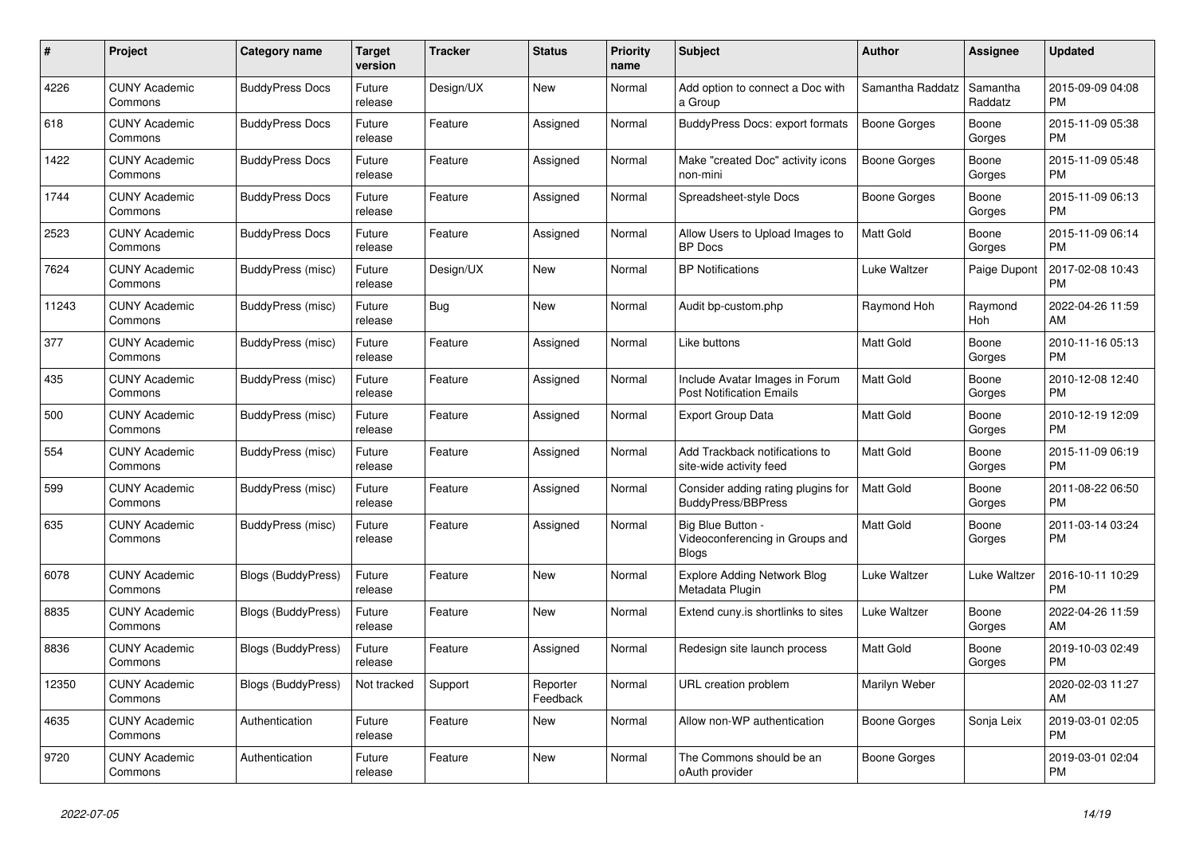| # | Project | Category name | Target version | Tracker | Status | Priority name | Subject | Author | Assignee | Updated |
|---|---|---|---|---|---|---|---|---|---|---|
| 4226 | CUNY Academic Commons | BuddyPress Docs | Future release | Design/UX | New | Normal | Add option to connect a Doc with a Group | Samantha Raddatz | Samantha Raddatz | 2015-09-09 04:08 PM |
| 618 | CUNY Academic Commons | BuddyPress Docs | Future release | Feature | Assigned | Normal | BuddyPress Docs: export formats | Boone Gorges | Boone Gorges | 2015-11-09 05:38 PM |
| 1422 | CUNY Academic Commons | BuddyPress Docs | Future release | Feature | Assigned | Normal | Make "created Doc" activity icons non-mini | Boone Gorges | Boone Gorges | 2015-11-09 05:48 PM |
| 1744 | CUNY Academic Commons | BuddyPress Docs | Future release | Feature | Assigned | Normal | Spreadsheet-style Docs | Boone Gorges | Boone Gorges | 2015-11-09 06:13 PM |
| 2523 | CUNY Academic Commons | BuddyPress Docs | Future release | Feature | Assigned | Normal | Allow Users to Upload Images to BP Docs | Matt Gold | Boone Gorges | 2015-11-09 06:14 PM |
| 7624 | CUNY Academic Commons | BuddyPress (misc) | Future release | Design/UX | New | Normal | BP Notifications | Luke Waltzer | Paige Dupont | 2017-02-08 10:43 PM |
| 11243 | CUNY Academic Commons | BuddyPress (misc) | Future release | Bug | New | Normal | Audit bp-custom.php | Raymond Hoh | Raymond Hoh | 2022-04-26 11:59 AM |
| 377 | CUNY Academic Commons | BuddyPress (misc) | Future release | Feature | Assigned | Normal | Like buttons | Matt Gold | Boone Gorges | 2010-11-16 05:13 PM |
| 435 | CUNY Academic Commons | BuddyPress (misc) | Future release | Feature | Assigned | Normal | Include Avatar Images in Forum Post Notification Emails | Matt Gold | Boone Gorges | 2010-12-08 12:40 PM |
| 500 | CUNY Academic Commons | BuddyPress (misc) | Future release | Feature | Assigned | Normal | Export Group Data | Matt Gold | Boone Gorges | 2010-12-19 12:09 PM |
| 554 | CUNY Academic Commons | BuddyPress (misc) | Future release | Feature | Assigned | Normal | Add Trackback notifications to site-wide activity feed | Matt Gold | Boone Gorges | 2015-11-09 06:19 PM |
| 599 | CUNY Academic Commons | BuddyPress (misc) | Future release | Feature | Assigned | Normal | Consider adding rating plugins for BuddyPress/BBPress | Matt Gold | Boone Gorges | 2011-08-22 06:50 PM |
| 635 | CUNY Academic Commons | BuddyPress (misc) | Future release | Feature | Assigned | Normal | Big Blue Button - Videoconferencing in Groups and Blogs | Matt Gold | Boone Gorges | 2011-03-14 03:24 PM |
| 6078 | CUNY Academic Commons | Blogs (BuddyPress) | Future release | Feature | New | Normal | Explore Adding Network Blog Metadata Plugin | Luke Waltzer | Luke Waltzer | 2016-10-11 10:29 PM |
| 8835 | CUNY Academic Commons | Blogs (BuddyPress) | Future release | Feature | New | Normal | Extend cuny.is shortlinks to sites | Luke Waltzer | Boone Gorges | 2022-04-26 11:59 AM |
| 8836 | CUNY Academic Commons | Blogs (BuddyPress) | Future release | Feature | Assigned | Normal | Redesign site launch process | Matt Gold | Boone Gorges | 2019-10-03 02:49 PM |
| 12350 | CUNY Academic Commons | Blogs (BuddyPress) | Not tracked | Support | Reporter Feedback | Normal | URL creation problem | Marilyn Weber | | 2020-02-03 11:27 AM |
| 4635 | CUNY Academic Commons | Authentication | Future release | Feature | New | Normal | Allow non-WP authentication | Boone Gorges | Sonja Leix | 2019-03-01 02:05 PM |
| 9720 | CUNY Academic Commons | Authentication | Future release | Feature | New | Normal | The Commons should be an oAuth provider | Boone Gorges | | 2019-03-01 02:04 PM |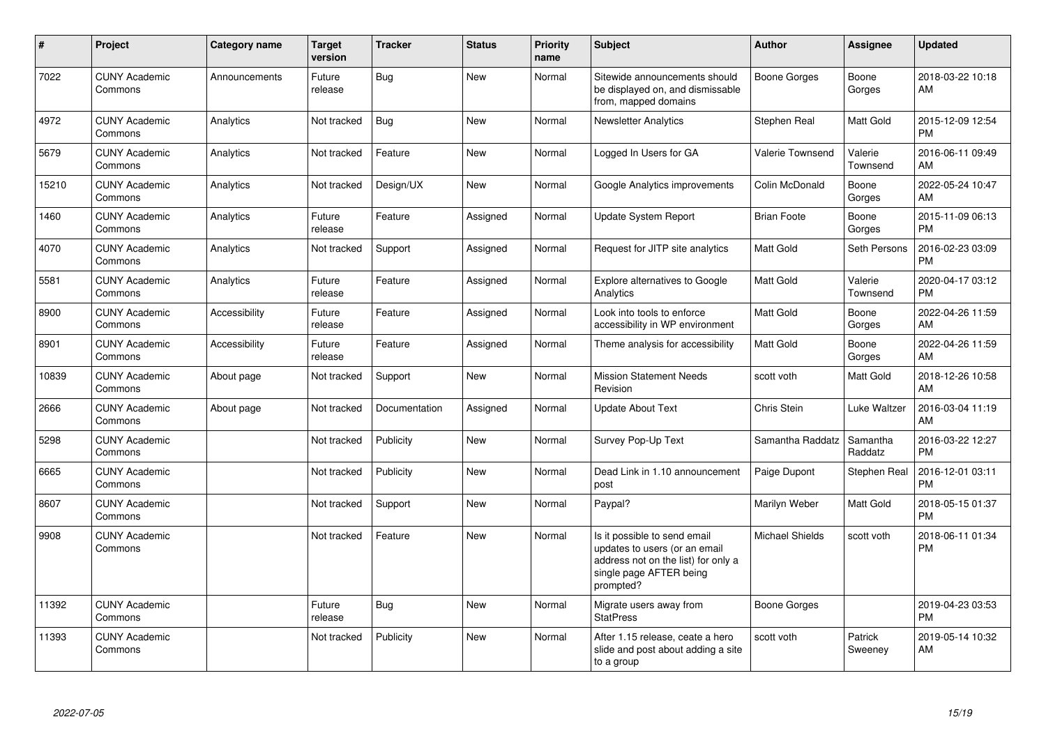| # | Project | Category name | Target version | Tracker | Status | Priority name | Subject | Author | Assignee | Updated |
|---|---|---|---|---|---|---|---|---|---|---|
| 7022 | CUNY Academic Commons | Announcements | Future release | Bug | New | Normal | Sitewide announcements should be displayed on, and dismissable from, mapped domains | Boone Gorges | Boone Gorges | 2018-03-22 10:18 AM |
| 4972 | CUNY Academic Commons | Analytics | Not tracked | Bug | New | Normal | Newsletter Analytics | Stephen Real | Matt Gold | 2015-12-09 12:54 PM |
| 5679 | CUNY Academic Commons | Analytics | Not tracked | Feature | New | Normal | Logged In Users for GA | Valerie Townsend | Valerie Townsend | 2016-06-11 09:49 AM |
| 15210 | CUNY Academic Commons | Analytics | Not tracked | Design/UX | New | Normal | Google Analytics improvements | Colin McDonald | Boone Gorges | 2022-05-24 10:47 AM |
| 1460 | CUNY Academic Commons | Analytics | Future release | Feature | Assigned | Normal | Update System Report | Brian Foote | Boone Gorges | 2015-11-09 06:13 PM |
| 4070 | CUNY Academic Commons | Analytics | Not tracked | Support | Assigned | Normal | Request for JITP site analytics | Matt Gold | Seth Persons | 2016-02-23 03:09 PM |
| 5581 | CUNY Academic Commons | Analytics | Future release | Feature | Assigned | Normal | Explore alternatives to Google Analytics | Matt Gold | Valerie Townsend | 2020-04-17 03:12 PM |
| 8900 | CUNY Academic Commons | Accessibility | Future release | Feature | Assigned | Normal | Look into tools to enforce accessibility in WP environment | Matt Gold | Boone Gorges | 2022-04-26 11:59 AM |
| 8901 | CUNY Academic Commons | Accessibility | Future release | Feature | Assigned | Normal | Theme analysis for accessibility | Matt Gold | Boone Gorges | 2022-04-26 11:59 AM |
| 10839 | CUNY Academic Commons | About page | Not tracked | Support | New | Normal | Mission Statement Needs Revision | scott voth | Matt Gold | 2018-12-26 10:58 AM |
| 2666 | CUNY Academic Commons | About page | Not tracked | Documentation | Assigned | Normal | Update About Text | Chris Stein | Luke Waltzer | 2016-03-04 11:19 AM |
| 5298 | CUNY Academic Commons | | Not tracked | Publicity | New | Normal | Survey Pop-Up Text | Samantha Raddatz | Samantha Raddatz | 2016-03-22 12:27 PM |
| 6665 | CUNY Academic Commons | | Not tracked | Publicity | New | Normal | Dead Link in 1.10 announcement post | Paige Dupont | Stephen Real | 2016-12-01 03:11 PM |
| 8607 | CUNY Academic Commons | | Not tracked | Support | New | Normal | Paypal? | Marilyn Weber | Matt Gold | 2018-05-15 01:37 PM |
| 9908 | CUNY Academic Commons | | Not tracked | Feature | New | Normal | Is it possible to send email updates to users (or an email address not on the list) for only a single page AFTER being prompted? | Michael Shields | scott voth | 2018-06-11 01:34 PM |
| 11392 | CUNY Academic Commons | | Future release | Bug | New | Normal | Migrate users away from StatPress | Boone Gorges | | 2019-04-23 03:53 PM |
| 11393 | CUNY Academic Commons | | Not tracked | Publicity | New | Normal | After 1.15 release, ceate a hero slide and post about adding a site to a group | scott voth | Patrick Sweeney | 2019-05-14 10:32 AM |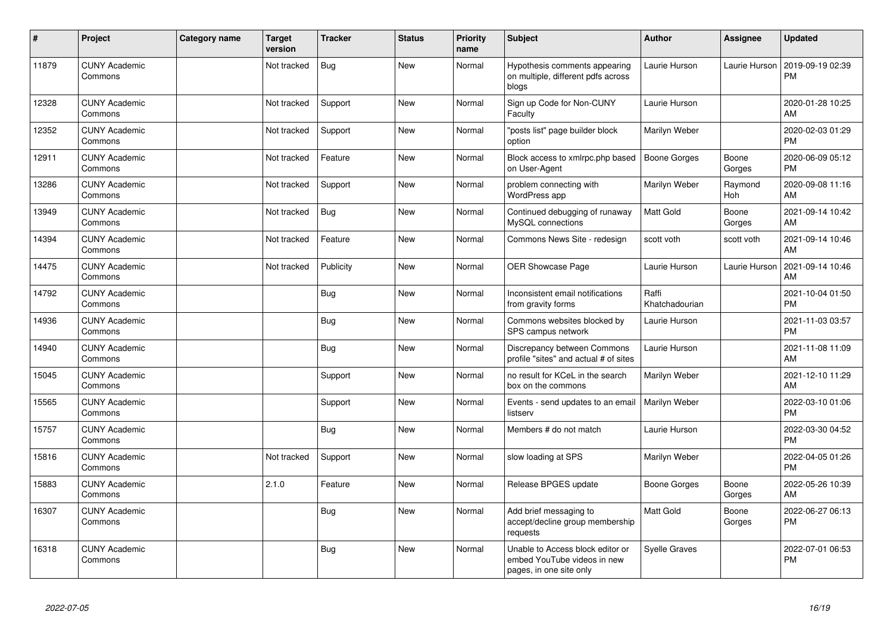| # | Project | Category name | Target version | Tracker | Status | Priority name | Subject | Author | Assignee | Updated |
|---|---|---|---|---|---|---|---|---|---|---|
| 11879 | CUNY Academic Commons | | Not tracked | Bug | New | Normal | Hypothesis comments appearing on multiple, different pdfs across blogs | Laurie Hurson | Laurie Hurson | 2019-09-19 02:39 PM |
| 12328 | CUNY Academic Commons | | Not tracked | Support | New | Normal | Sign up Code for Non-CUNY Faculty | Laurie Hurson | | 2020-01-28 10:25 AM |
| 12352 | CUNY Academic Commons | | Not tracked | Support | New | Normal | "posts list" page builder block option | Marilyn Weber | | 2020-02-03 01:29 PM |
| 12911 | CUNY Academic Commons | | Not tracked | Feature | New | Normal | Block access to xmlrpc.php based on User-Agent | Boone Gorges | Boone Gorges | 2020-06-09 05:12 PM |
| 13286 | CUNY Academic Commons | | Not tracked | Support | New | Normal | problem connecting with WordPress app | Marilyn Weber | Raymond Hoh | 2020-09-08 11:16 AM |
| 13949 | CUNY Academic Commons | | Not tracked | Bug | New | Normal | Continued debugging of runaway MySQL connections | Matt Gold | Boone Gorges | 2021-09-14 10:42 AM |
| 14394 | CUNY Academic Commons | | Not tracked | Feature | New | Normal | Commons News Site - redesign | scott voth | scott voth | 2021-09-14 10:46 AM |
| 14475 | CUNY Academic Commons | | Not tracked | Publicity | New | Normal | OER Showcase Page | Laurie Hurson | Laurie Hurson | 2021-09-14 10:46 AM |
| 14792 | CUNY Academic Commons | | | Bug | New | Normal | Inconsistent email notifications from gravity forms | Raffi Khatchadourian | | 2021-10-04 01:50 PM |
| 14936 | CUNY Academic Commons | | | Bug | New | Normal | Commons websites blocked by SPS campus network | Laurie Hurson | | 2021-11-03 03:57 PM |
| 14940 | CUNY Academic Commons | | | Bug | New | Normal | Discrepancy between Commons profile "sites" and actual # of sites | Laurie Hurson | | 2021-11-08 11:09 AM |
| 15045 | CUNY Academic Commons | | | Support | New | Normal | no result for KCeL in the search box on the commons | Marilyn Weber | | 2021-12-10 11:29 AM |
| 15565 | CUNY Academic Commons | | | Support | New | Normal | Events - send updates to an email listserv | Marilyn Weber | | 2022-03-10 01:06 PM |
| 15757 | CUNY Academic Commons | | | Bug | New | Normal | Members # do not match | Laurie Hurson | | 2022-03-30 04:52 PM |
| 15816 | CUNY Academic Commons | | Not tracked | Support | New | Normal | slow loading at SPS | Marilyn Weber | | 2022-04-05 01:26 PM |
| 15883 | CUNY Academic Commons | | 2.1.0 | Feature | New | Normal | Release BPGES update | Boone Gorges | Boone Gorges | 2022-05-26 10:39 AM |
| 16307 | CUNY Academic Commons | | | Bug | New | Normal | Add brief messaging to accept/decline group membership requests | Matt Gold | Boone Gorges | 2022-06-27 06:13 PM |
| 16318 | CUNY Academic Commons | | | Bug | New | Normal | Unable to Access block editor or embed YouTube videos in new pages, in one site only | Syelle Graves | | 2022-07-01 06:53 PM |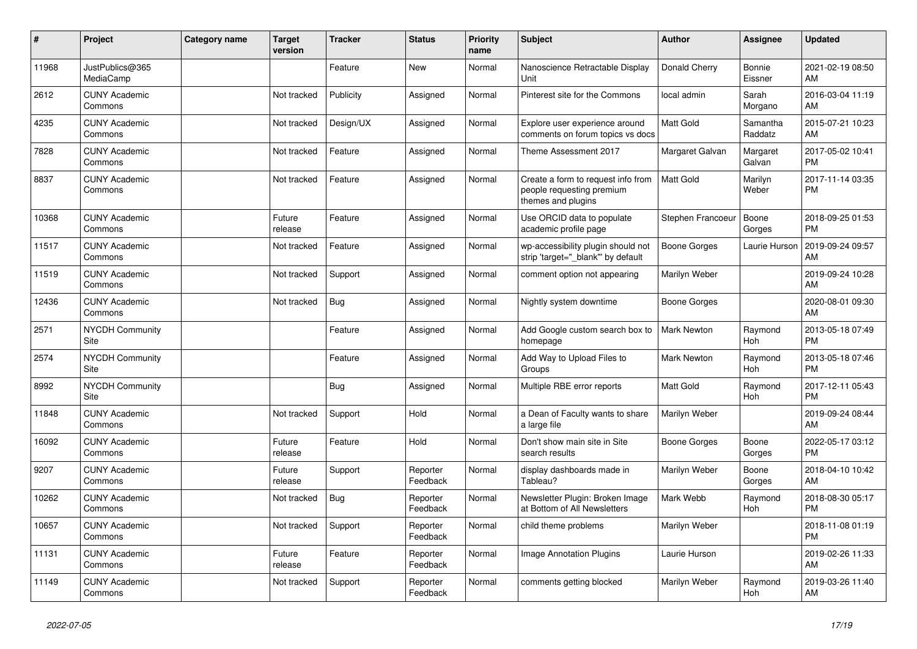| # | Project | Category name | Target version | Tracker | Status | Priority name | Subject | Author | Assignee | Updated |
|---|---|---|---|---|---|---|---|---|---|---|
| 11968 | JustPublics@365 MediaCamp | | | Feature | New | Normal | Nanoscience Retractable Display Unit | Donald Cherry | Bonnie Eissner | 2021-02-19 08:50 AM |
| 2612 | CUNY Academic Commons | | Not tracked | Publicity | Assigned | Normal | Pinterest site for the Commons | local admin | Sarah Morgano | 2016-03-04 11:19 AM |
| 4235 | CUNY Academic Commons | | Not tracked | Design/UX | Assigned | Normal | Explore user experience around comments on forum topics vs docs | Matt Gold | Samantha Raddatz | 2015-07-21 10:23 AM |
| 7828 | CUNY Academic Commons | | Not tracked | Feature | Assigned | Normal | Theme Assessment 2017 | Margaret Galvan | Margaret Galvan | 2017-05-02 10:41 PM |
| 8837 | CUNY Academic Commons | | Not tracked | Feature | Assigned | Normal | Create a form to request info from people requesting premium themes and plugins | Matt Gold | Marilyn Weber | 2017-11-14 03:35 PM |
| 10368 | CUNY Academic Commons | | Future release | Feature | Assigned | Normal | Use ORCID data to populate academic profile page | Stephen Francoeur | Boone Gorges | 2018-09-25 01:53 PM |
| 11517 | CUNY Academic Commons | | Not tracked | Feature | Assigned | Normal | wp-accessibility plugin should not strip 'target="_blank"' by default | Boone Gorges | Laurie Hurson | 2019-09-24 09:57 AM |
| 11519 | CUNY Academic Commons | | Not tracked | Support | Assigned | Normal | comment option not appearing | Marilyn Weber | | 2019-09-24 10:28 AM |
| 12436 | CUNY Academic Commons | | Not tracked | Bug | Assigned | Normal | Nightly system downtime | Boone Gorges | | 2020-08-01 09:30 AM |
| 2571 | NYCDH Community Site | | | Feature | Assigned | Normal | Add Google custom search box to homepage | Mark Newton | Raymond Hoh | 2013-05-18 07:49 PM |
| 2574 | NYCDH Community Site | | | Feature | Assigned | Normal | Add Way to Upload Files to Groups | Mark Newton | Raymond Hoh | 2013-05-18 07:46 PM |
| 8992 | NYCDH Community Site | | | Bug | Assigned | Normal | Multiple RBE error reports | Matt Gold | Raymond Hoh | 2017-12-11 05:43 PM |
| 11848 | CUNY Academic Commons | | Not tracked | Support | Hold | Normal | a Dean of Faculty wants to share a large file | Marilyn Weber | | 2019-09-24 08:44 AM |
| 16092 | CUNY Academic Commons | | Future release | Feature | Hold | Normal | Don't show main site in Site search results | Boone Gorges | Boone Gorges | 2022-05-17 03:12 PM |
| 9207 | CUNY Academic Commons | | Future release | Support | Reporter Feedback | Normal | display dashboards made in Tableau? | Marilyn Weber | Boone Gorges | 2018-04-10 10:42 AM |
| 10262 | CUNY Academic Commons | | Not tracked | Bug | Reporter Feedback | Normal | Newsletter Plugin: Broken Image at Bottom of All Newsletters | Mark Webb | Raymond Hoh | 2018-08-30 05:17 PM |
| 10657 | CUNY Academic Commons | | Not tracked | Support | Reporter Feedback | Normal | child theme problems | Marilyn Weber | | 2018-11-08 01:19 PM |
| 11131 | CUNY Academic Commons | | Future release | Feature | Reporter Feedback | Normal | Image Annotation Plugins | Laurie Hurson | | 2019-02-26 11:33 AM |
| 11149 | CUNY Academic Commons | | Not tracked | Support | Reporter Feedback | Normal | comments getting blocked | Marilyn Weber | Raymond Hoh | 2019-03-26 11:40 AM |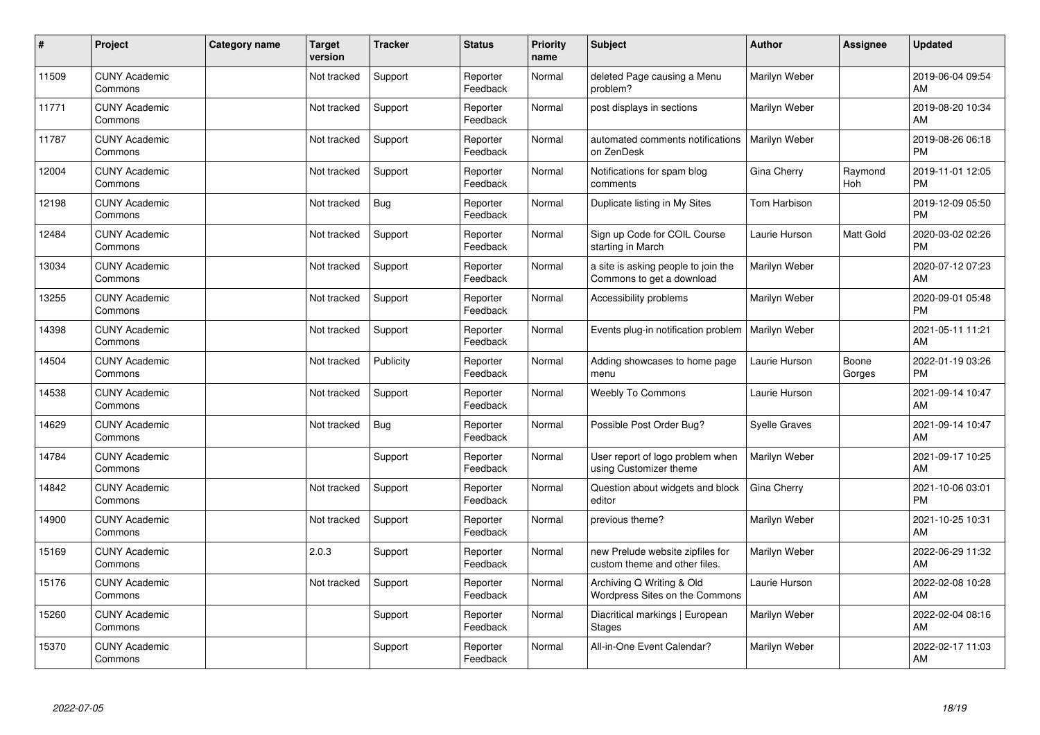| # | Project | Category name | Target version | Tracker | Status | Priority name | Subject | Author | Assignee | Updated |
|---|---|---|---|---|---|---|---|---|---|---|
| 11509 | CUNY Academic Commons | | Not tracked | Support | Reporter Feedback | Normal | deleted Page causing a Menu problem? | Marilyn Weber | | 2019-06-04 09:54 AM |
| 11771 | CUNY Academic Commons | | Not tracked | Support | Reporter Feedback | Normal | post displays in sections | Marilyn Weber | | 2019-08-20 10:34 AM |
| 11787 | CUNY Academic Commons | | Not tracked | Support | Reporter Feedback | Normal | automated comments notifications on ZenDesk | Marilyn Weber | | 2019-08-26 06:18 PM |
| 12004 | CUNY Academic Commons | | Not tracked | Support | Reporter Feedback | Normal | Notifications for spam blog comments | Gina Cherry | Raymond Hoh | 2019-11-01 12:05 PM |
| 12198 | CUNY Academic Commons | | Not tracked | Bug | Reporter Feedback | Normal | Duplicate listing in My Sites | Tom Harbison | | 2019-12-09 05:50 PM |
| 12484 | CUNY Academic Commons | | Not tracked | Support | Reporter Feedback | Normal | Sign up Code for COIL Course starting in March | Laurie Hurson | Matt Gold | 2020-03-02 02:26 PM |
| 13034 | CUNY Academic Commons | | Not tracked | Support | Reporter Feedback | Normal | a site is asking people to join the Commons to get a download | Marilyn Weber | | 2020-07-12 07:23 AM |
| 13255 | CUNY Academic Commons | | Not tracked | Support | Reporter Feedback | Normal | Accessibility problems | Marilyn Weber | | 2020-09-01 05:48 PM |
| 14398 | CUNY Academic Commons | | Not tracked | Support | Reporter Feedback | Normal | Events plug-in notification problem | Marilyn Weber | | 2021-05-11 11:21 AM |
| 14504 | CUNY Academic Commons | | Not tracked | Publicity | Reporter Feedback | Normal | Adding showcases to home page menu | Laurie Hurson | Boone Gorges | 2022-01-19 03:26 PM |
| 14538 | CUNY Academic Commons | | Not tracked | Support | Reporter Feedback | Normal | Weebly To Commons | Laurie Hurson | | 2021-09-14 10:47 AM |
| 14629 | CUNY Academic Commons | | Not tracked | Bug | Reporter Feedback | Normal | Possible Post Order Bug? | Syelle Graves | | 2021-09-14 10:47 AM |
| 14784 | CUNY Academic Commons | | | Support | Reporter Feedback | Normal | User report of logo problem when using Customizer theme | Marilyn Weber | | 2021-09-17 10:25 AM |
| 14842 | CUNY Academic Commons | | Not tracked | Support | Reporter Feedback | Normal | Question about widgets and block editor | Gina Cherry | | 2021-10-06 03:01 PM |
| 14900 | CUNY Academic Commons | | Not tracked | Support | Reporter Feedback | Normal | previous theme? | Marilyn Weber | | 2021-10-25 10:31 AM |
| 15169 | CUNY Academic Commons | | 2.0.3 | Support | Reporter Feedback | Normal | new Prelude website zipfiles for custom theme and other files. | Marilyn Weber | | 2022-06-29 11:32 AM |
| 15176 | CUNY Academic Commons | | Not tracked | Support | Reporter Feedback | Normal | Archiving Q Writing & Old Wordpress Sites on the Commons | Laurie Hurson | | 2022-02-08 10:28 AM |
| 15260 | CUNY Academic Commons | | | Support | Reporter Feedback | Normal | Diacritical markings \| European Stages | Marilyn Weber | | 2022-02-04 08:16 AM |
| 15370 | CUNY Academic Commons | | | Support | Reporter Feedback | Normal | All-in-One Event Calendar? | Marilyn Weber | | 2022-02-17 11:03 AM |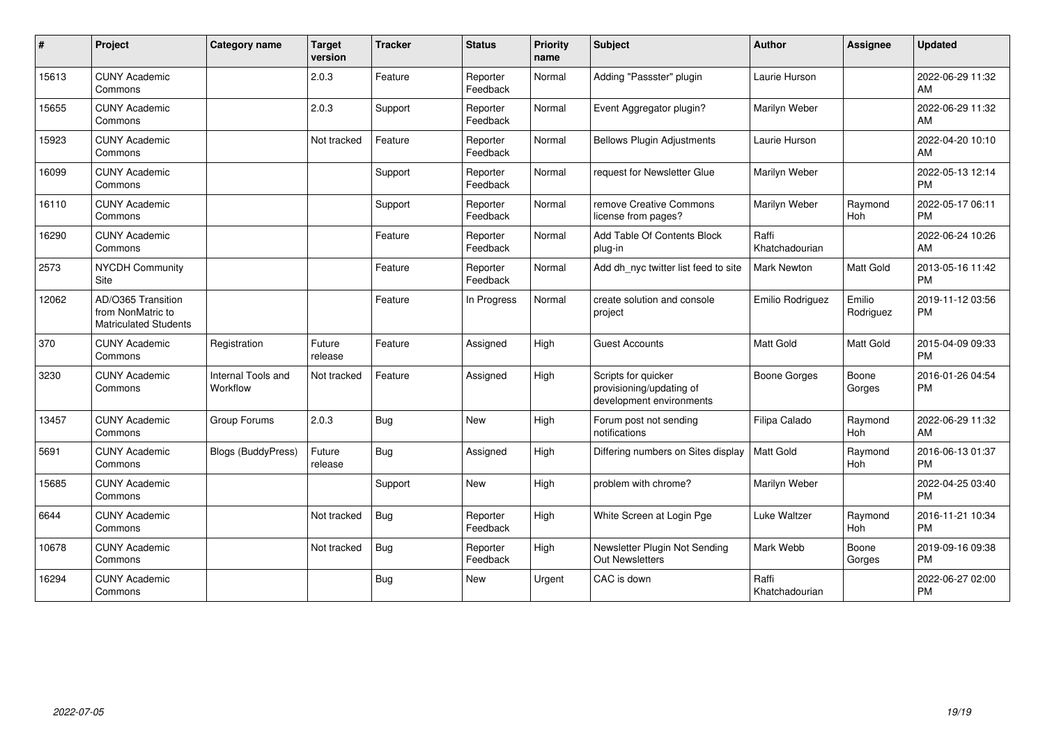| # | Project | Category name | Target version | Tracker | Status | Priority name | Subject | Author | Assignee | Updated |
|---|---|---|---|---|---|---|---|---|---|---|
| 15613 | CUNY Academic Commons | | 2.0.3 | Feature | Reporter Feedback | Normal | Adding "Passster" plugin | Laurie Hurson | | 2022-06-29 11:32 AM |
| 15655 | CUNY Academic Commons | | 2.0.3 | Support | Reporter Feedback | Normal | Event Aggregator plugin? | Marilyn Weber | | 2022-06-29 11:32 AM |
| 15923 | CUNY Academic Commons | | Not tracked | Feature | Reporter Feedback | Normal | Bellows Plugin Adjustments | Laurie Hurson | | 2022-04-20 10:10 AM |
| 16099 | CUNY Academic Commons | | | Support | Reporter Feedback | Normal | request for Newsletter Glue | Marilyn Weber | | 2022-05-13 12:14 PM |
| 16110 | CUNY Academic Commons | | | Support | Reporter Feedback | Normal | remove Creative Commons license from pages? | Marilyn Weber | Raymond Hoh | 2022-05-17 06:11 PM |
| 16290 | CUNY Academic Commons | | | Feature | Reporter Feedback | Normal | Add Table Of Contents Block plug-in | Raffi Khatchadourian | | 2022-06-24 10:26 AM |
| 2573 | NYCDH Community Site | | | Feature | Reporter Feedback | Normal | Add dh_nyc twitter list feed to site | Mark Newton | Matt Gold | 2013-05-16 11:42 PM |
| 12062 | AD/O365 Transition from NonMatric to Matriculated Students | | | Feature | In Progress | Normal | create solution and console project | Emilio Rodriguez | Emilio Rodriguez | 2019-11-12 03:56 PM |
| 370 | CUNY Academic Commons | Registration | Future release | Feature | Assigned | High | Guest Accounts | Matt Gold | Matt Gold | 2015-04-09 09:33 PM |
| 3230 | CUNY Academic Commons | Internal Tools and Workflow | Not tracked | Feature | Assigned | High | Scripts for quicker provisioning/updating of development environments | Boone Gorges | Boone Gorges | 2016-01-26 04:54 PM |
| 13457 | CUNY Academic Commons | Group Forums | 2.0.3 | Bug | New | High | Forum post not sending notifications | Filipa Calado | Raymond Hoh | 2022-06-29 11:32 AM |
| 5691 | CUNY Academic Commons | Blogs (BuddyPress) | Future release | Bug | Assigned | High | Differing numbers on Sites display | Matt Gold | Raymond Hoh | 2016-06-13 01:37 PM |
| 15685 | CUNY Academic Commons | | | Support | New | High | problem with chrome? | Marilyn Weber | | 2022-04-25 03:40 PM |
| 6644 | CUNY Academic Commons | | Not tracked | Bug | Reporter Feedback | High | White Screen at Login Pge | Luke Waltzer | Raymond Hoh | 2016-11-21 10:34 PM |
| 10678 | CUNY Academic Commons | | Not tracked | Bug | Reporter Feedback | High | Newsletter Plugin Not Sending Out Newsletters | Mark Webb | Boone Gorges | 2019-09-16 09:38 PM |
| 16294 | CUNY Academic Commons | | | Bug | New | Urgent | CAC is down | Raffi Khatchadourian | | 2022-06-27 02:00 PM |